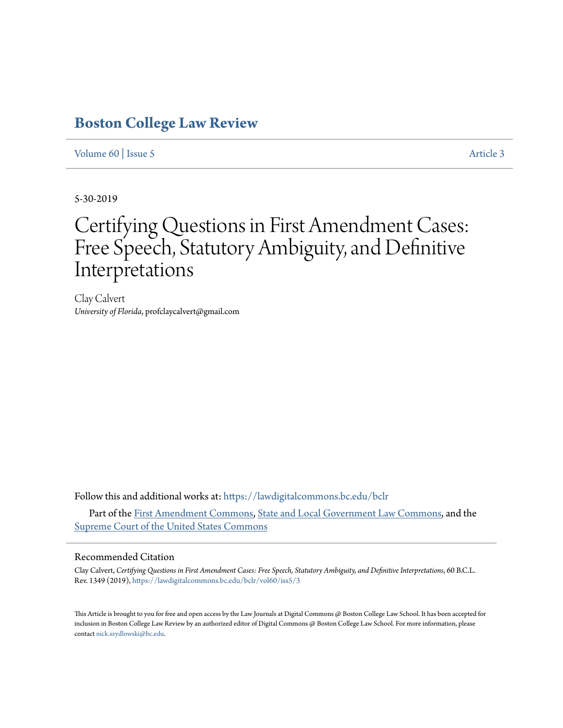# Boston College Law Review

Volume 60 | Issue 5 Article 3

5-30-2019

# Certifying Questions in First Amendment Cases: Free Speech, Statutory Ambiguity, and Definitive Interpretations

Clay Calvert
*University of Florida*, profclaycalvert@gmail.com

Follow this and additional works at: https://lawdigitalcommons.bc.edu/bclr

Part of the First Amendment Commons, State and Local Government Law Commons, and the Supreme Court of the United States Commons

## Recommended Citation

Clay Calvert, *Certifying Questions in First Amendment Cases: Free Speech, Statutory Ambiguity, and Definitive Interpretations*, 60 B.C.L. Rev. 1349 (2019), https://lawdigitalcommons.bc.edu/bclr/vol60/iss5/3

This Article is brought to you for free and open access by the Law Journals at Digital Commons @ Boston College Law School. It has been accepted for inclusion in Boston College Law Review by an authorized editor of Digital Commons @ Boston College Law School. For more information, please contact nick.szydlowski@bc.edu.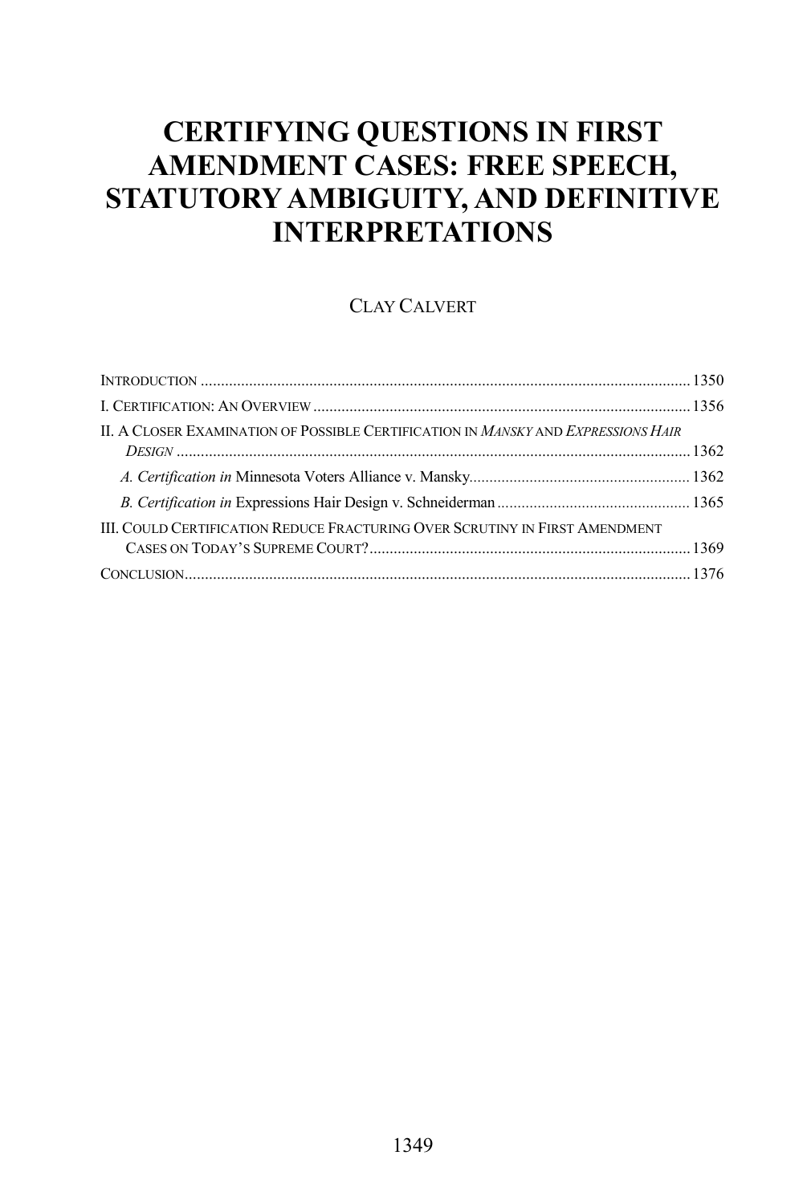# CERTIFYING QUESTIONS IN FIRST AMENDMENT CASES: FREE SPEECH, STATUTORY AMBIGUITY, AND DEFINITIVE INTERPRETATIONS

CLAY CALVERT

- INTRODUCTION ........................................................................................................ 1350
- I. CERTIFICATION: AN OVERVIEW ............................................................................. 1356
- II. A CLOSER EXAMINATION OF POSSIBLE CERTIFICATION IN *MANSKY* AND *EXPRESSIONS HAIR DESIGN* ............................................................................................................. 1362
  - *A. Certification in* Minnesota Voters Alliance v. Mansky ...................................................... 1362
  - *B. Certification in* Expressions Hair Design v. Schneiderman ............................................... 1365
- III. COULD CERTIFICATION REDUCE FRACTURING OVER SCRUTINY IN FIRST AMENDMENT CASES ON TODAY'S SUPREME COURT? ............................................................................... 1369
- CONCLUSION ............................................................................................................ 1376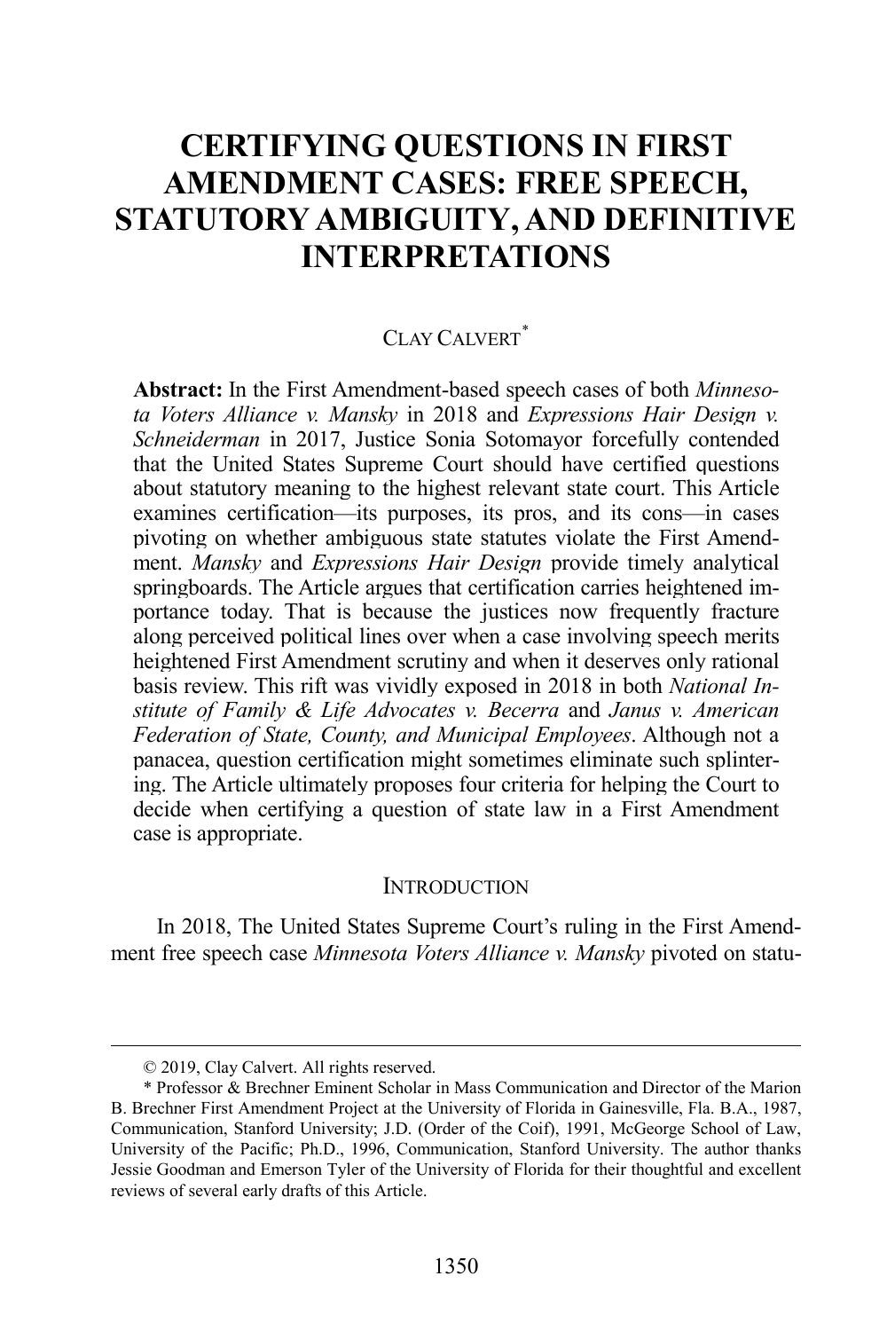# CERTIFYING QUESTIONS IN FIRST AMENDMENT CASES: FREE SPEECH, STATUTORY AMBIGUITY, AND DEFINITIVE INTERPRETATIONS

CLAY CALVERT[*]

**Abstract:** In the First Amendment-based speech cases of both *Minnesota Voters Alliance v. Mansky* in 2018 and *Expressions Hair Design v. Schneiderman* in 2017, Justice Sonia Sotomayor forcefully contended that the United States Supreme Court should have certified questions about statutory meaning to the highest relevant state court. This Article examines certification—its purposes, its pros, and its cons—in cases pivoting on whether ambiguous state statutes violate the First Amendment. *Mansky* and *Expressions Hair Design* provide timely analytical springboards. The Article argues that certification carries heightened importance today. That is because the justices now frequently fracture along perceived political lines over when a case involving speech merits heightened First Amendment scrutiny and when it deserves only rational basis review. This rift was vividly exposed in 2018 in both *National Institute of Family & Life Advocates v. Becerra* and *Janus v. American Federation of State, County, and Municipal Employees*. Although not a panacea, question certification might sometimes eliminate such splintering. The Article ultimately proposes four criteria for helping the Court to decide when certifying a question of state law in a First Amendment case is appropriate.

## INTRODUCTION

In 2018, The United States Supreme Court's ruling in the First Amendment free speech case *Minnesota Voters Alliance v. Mansky* pivoted on statu-

---

© 2019, Clay Calvert. All rights reserved.

\* Professor & Brechner Eminent Scholar in Mass Communication and Director of the Marion B. Brechner First Amendment Project at the University of Florida in Gainesville, Fla. B.A., 1987, Communication, Stanford University; J.D. (Order of the Coif), 1991, McGeorge School of Law, University of the Pacific; Ph.D., 1996, Communication, Stanford University. The author thanks Jessie Goodman and Emerson Tyler of the University of Florida for their thoughtful and excellent reviews of several early drafts of this Article.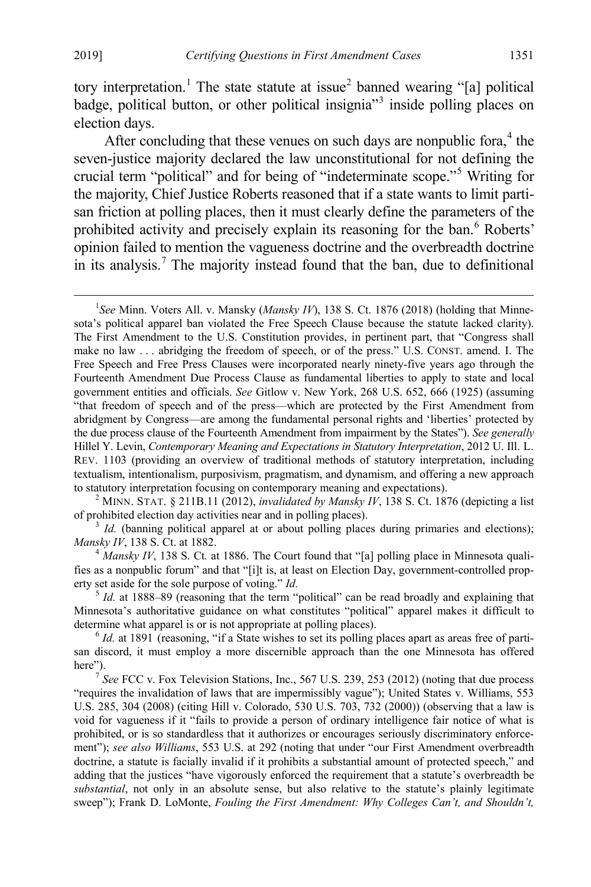tory interpretation.[1] The state statute at issue[2] banned wearing "[a] political badge, political button, or other political insignia"[3] inside polling places on election days.

After concluding that these venues on such days are nonpublic fora,[4] the seven-justice majority declared the law unconstitutional for not defining the crucial term "political" and for being of "indeterminate scope."[5] Writing for the majority, Chief Justice Roberts reasoned that if a state wants to limit partisan friction at polling places, then it must clearly define the parameters of the prohibited activity and precisely explain its reasoning for the ban.[6] Roberts' opinion failed to mention the vagueness doctrine and the overbreadth doctrine in its analysis.[7] The majority instead found that the ban, due to definitional

---

[1] *See* Minn. Voters All. v. Mansky (*Mansky IV*), 138 S. Ct. 1876 (2018) (holding that Minnesota's political apparel ban violated the Free Speech Clause because the statute lacked clarity). The First Amendment to the U.S. Constitution provides, in pertinent part, that "Congress shall make no law . . . abridging the freedom of speech, or of the press." U.S. CONST. amend. I. The Free Speech and Free Press Clauses were incorporated nearly ninety-five years ago through the Fourteenth Amendment Due Process Clause as fundamental liberties to apply to state and local government entities and officials. *See* Gitlow v. New York, 268 U.S. 652, 666 (1925) (assuming "that freedom of speech and of the press—which are protected by the First Amendment from abridgment by Congress—are among the fundamental personal rights and 'liberties' protected by the due process clause of the Fourteenth Amendment from impairment by the States"). *See generally* Hillel Y. Levin, *Contemporary Meaning and Expectations in Statutory Interpretation*, 2012 U. Ill. L. REV. 1103 (providing an overview of traditional methods of statutory interpretation, including textualism, intentionalism, purposivism, pragmatism, and dynamism, and offering a new approach to statutory interpretation focusing on contemporary meaning and expectations).

[2] MINN. STAT. § 211B.11 (2012), *invalidated by Mansky IV*, 138 S. Ct. 1876 (depicting a list of prohibited election day activities near and in polling places).

[3] *Id.* (banning political apparel at or about polling places during primaries and elections); *Mansky IV*, 138 S. Ct. at 1882.

[4] *Mansky IV*, 138 S. Ct. at 1886. The Court found that "[a] polling place in Minnesota qualifies as a nonpublic forum" and that "[i]t is, at least on Election Day, government-controlled property set aside for the sole purpose of voting." *Id.*

[5] *Id.* at 1888–89 (reasoning that the term "political" can be read broadly and explaining that Minnesota's authoritative guidance on what constitutes "political" apparel makes it difficult to determine what apparel is or is not appropriate at polling places).

[6] *Id.* at 1891 (reasoning, "if a State wishes to set its polling places apart as areas free of partisan discord, it must employ a more discernible approach than the one Minnesota has offered here").

[7] *See* FCC v. Fox Television Stations, Inc., 567 U.S. 239, 253 (2012) (noting that due process "requires the invalidation of laws that are impermissibly vague"); United States v. Williams, 553 U.S. 285, 304 (2008) (citing Hill v. Colorado, 530 U.S. 703, 732 (2000)) (observing that a law is void for vagueness if it "fails to provide a person of ordinary intelligence fair notice of what is prohibited, or is so standardless that it authorizes or encourages seriously discriminatory enforcement"); *see also Williams*, 553 U.S. at 292 (noting that under "our First Amendment overbreadth doctrine, a statute is facially invalid if it prohibits a substantial amount of protected speech," and adding that the justices "have vigorously enforced the requirement that a statute's overbreadth be *substantial*, not only in an absolute sense, but also relative to the statute's plainly legitimate sweep"); Frank D. LoMonte, *Fouling the First Amendment: Why Colleges Can't, and Shouldn't,*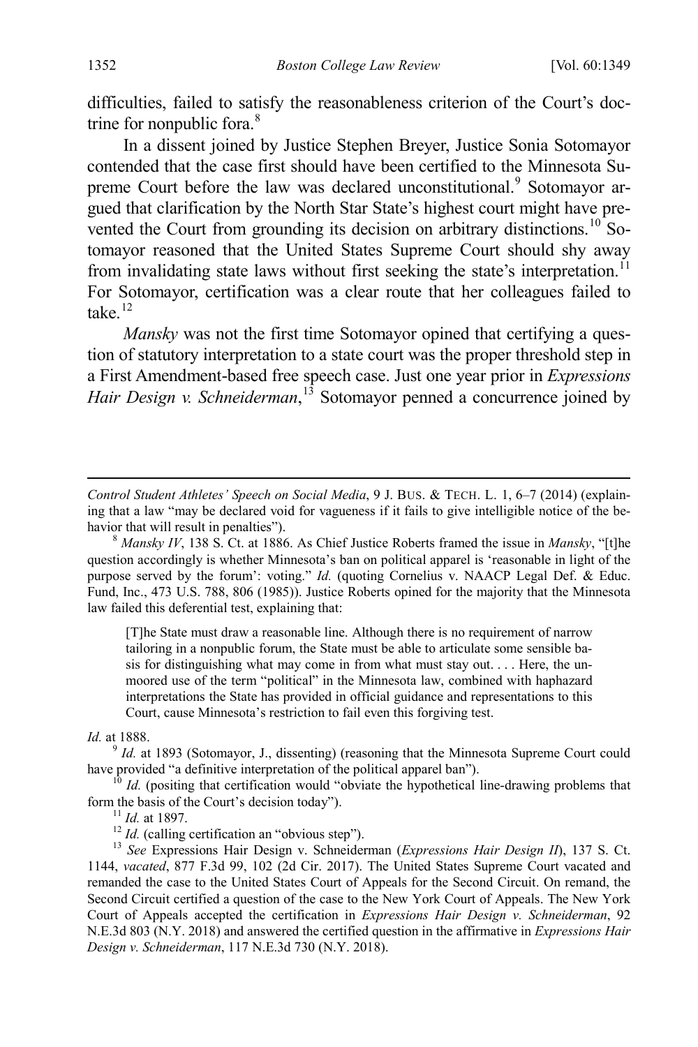difficulties, failed to satisfy the reasonableness criterion of the Court's doctrine for nonpublic fora.[8]

In a dissent joined by Justice Stephen Breyer, Justice Sonia Sotomayor contended that the case first should have been certified to the Minnesota Supreme Court before the law was declared unconstitutional.[9] Sotomayor argued that clarification by the North Star State's highest court might have prevented the Court from grounding its decision on arbitrary distinctions.[10] Sotomayor reasoned that the United States Supreme Court should shy away from invalidating state laws without first seeking the state's interpretation.[11] For Sotomayor, certification was a clear route that her colleagues failed to take.[12]

*Mansky* was not the first time Sotomayor opined that certifying a question of statutory interpretation to a state court was the proper threshold step in a First Amendment-based free speech case. Just one year prior in *Expressions Hair Design v. Schneiderman*,[13] Sotomayor penned a concurrence joined by

---

*Control Student Athletes' Speech on Social Media*, 9 J. BUS. & TECH. L. 1, 6–7 (2014) (explaining that a law "may be declared void for vagueness if it fails to give intelligible notice of the behavior that will result in penalties").

[8] *Mansky IV*, 138 S. Ct. at 1886. As Chief Justice Roberts framed the issue in *Mansky*, "[t]he question accordingly is whether Minnesota's ban on political apparel is 'reasonable in light of the purpose served by the forum': voting." *Id.* (quoting Cornelius v. NAACP Legal Def. & Educ. Fund, Inc., 473 U.S. 788, 806 (1985)). Justice Roberts opined for the majority that the Minnesota law failed this deferential test, explaining that:

> [T]he State must draw a reasonable line. Although there is no requirement of narrow tailoring in a nonpublic forum, the State must be able to articulate some sensible basis for distinguishing what may come in from what must stay out. . . . Here, the unmoored use of the term "political" in the Minnesota law, combined with haphazard interpretations the State has provided in official guidance and representations to this Court, cause Minnesota's restriction to fail even this forgiving test.

*Id.* at 1888.

[9] *Id.* at 1893 (Sotomayor, J., dissenting) (reasoning that the Minnesota Supreme Court could have provided "a definitive interpretation of the political apparel ban").

[10] *Id.* (positing that certification would "obviate the hypothetical line-drawing problems that form the basis of the Court's decision today").

[11] *Id.* at 1897.

[12] *Id.* (calling certification an "obvious step").

[13] *See* Expressions Hair Design v. Schneiderman (*Expressions Hair Design II*), 137 S. Ct. 1144, *vacated*, 877 F.3d 99, 102 (2d Cir. 2017). The United States Supreme Court vacated and remanded the case to the United States Court of Appeals for the Second Circuit. On remand, the Second Circuit certified a question of the case to the New York Court of Appeals. The New York Court of Appeals accepted the certification in *Expressions Hair Design v. Schneiderman*, 92 N.E.3d 803 (N.Y. 2018) and answered the certified question in the affirmative in *Expressions Hair Design v. Schneiderman*, 117 N.E.3d 730 (N.Y. 2018).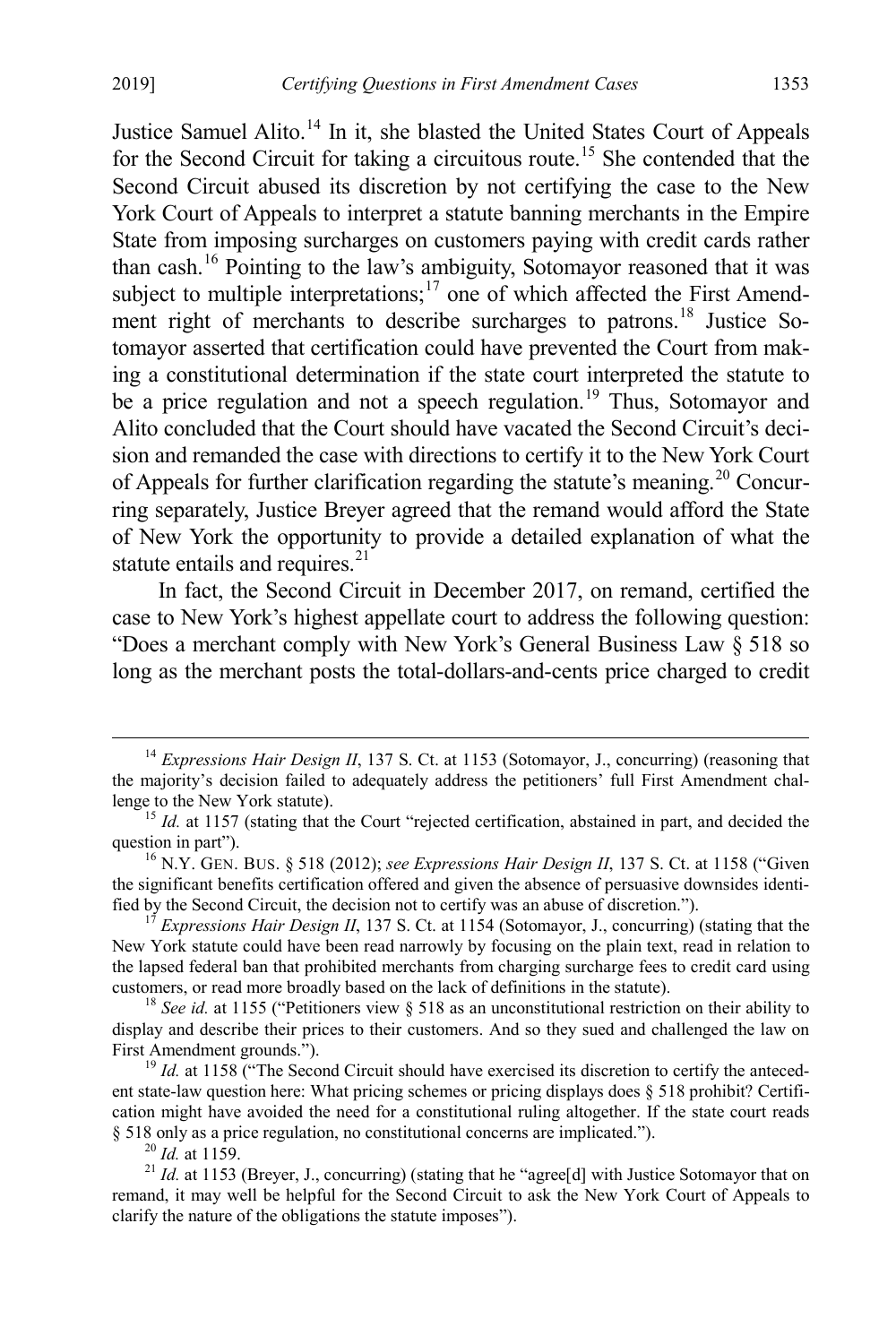Justice Samuel Alito.[14] In it, she blasted the United States Court of Appeals for the Second Circuit for taking a circuitous route.[15] She contended that the Second Circuit abused its discretion by not certifying the case to the New York Court of Appeals to interpret a statute banning merchants in the Empire State from imposing surcharges on customers paying with credit cards rather than cash.[16] Pointing to the law's ambiguity, Sotomayor reasoned that it was subject to multiple interpretations;[17] one of which affected the First Amendment right of merchants to describe surcharges to patrons.[18] Justice Sotomayor asserted that certification could have prevented the Court from making a constitutional determination if the state court interpreted the statute to be a price regulation and not a speech regulation.[19] Thus, Sotomayor and Alito concluded that the Court should have vacated the Second Circuit's decision and remanded the case with directions to certify it to the New York Court of Appeals for further clarification regarding the statute's meaning.[20] Concurring separately, Justice Breyer agreed that the remand would afford the State of New York the opportunity to provide a detailed explanation of what the statute entails and requires.[21]

In fact, the Second Circuit in December 2017, on remand, certified the case to New York's highest appellate court to address the following question: "Does a merchant comply with New York's General Business Law § 518 so long as the merchant posts the total-dollars-and-cents price charged to credit

---

[14] *Expressions Hair Design II*, 137 S. Ct. at 1153 (Sotomayor, J., concurring) (reasoning that the majority's decision failed to adequately address the petitioners' full First Amendment challenge to the New York statute).

[15] *Id.* at 1157 (stating that the Court "rejected certification, abstained in part, and decided the question in part").

[16] N.Y. GEN. BUS. § 518 (2012); *see Expressions Hair Design II*, 137 S. Ct. at 1158 ("Given the significant benefits certification offered and given the absence of persuasive downsides identified by the Second Circuit, the decision not to certify was an abuse of discretion.").

[17] *Expressions Hair Design II*, 137 S. Ct. at 1154 (Sotomayor, J., concurring) (stating that the New York statute could have been read narrowly by focusing on the plain text, read in relation to the lapsed federal ban that prohibited merchants from charging surcharge fees to credit card using customers, or read more broadly based on the lack of definitions in the statute).

[18] *See id.* at 1155 ("Petitioners view § 518 as an unconstitutional restriction on their ability to display and describe their prices to their customers. And so they sued and challenged the law on First Amendment grounds.").

[19] *Id.* at 1158 ("The Second Circuit should have exercised its discretion to certify the antecedent state-law question here: What pricing schemes or pricing displays does § 518 prohibit? Certification might have avoided the need for a constitutional ruling altogether. If the state court reads § 518 only as a price regulation, no constitutional concerns are implicated.").

[20] *Id.* at 1159.

[21] *Id.* at 1153 (Breyer, J., concurring) (stating that he "agree[d] with Justice Sotomayor that on remand, it may well be helpful for the Second Circuit to ask the New York Court of Appeals to clarify the nature of the obligations the statute imposes").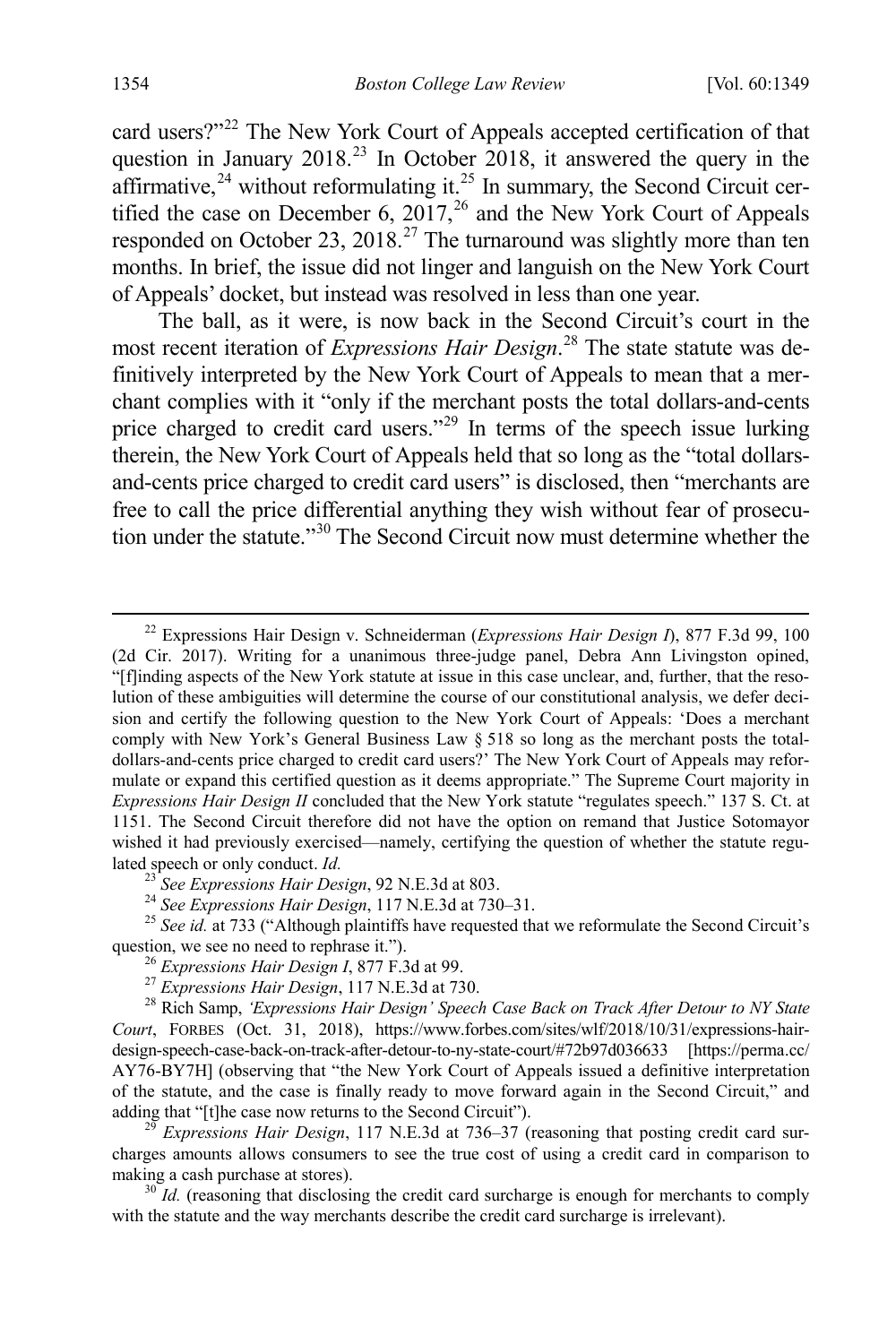card users?"[22] The New York Court of Appeals accepted certification of that question in January 2018.[23] In October 2018, it answered the query in the affirmative,[24] without reformulating it.[25] In summary, the Second Circuit certified the case on December 6, 2017,[26] and the New York Court of Appeals responded on October 23, 2018.[27] The turnaround was slightly more than ten months. In brief, the issue did not linger and languish on the New York Court of Appeals' docket, but instead was resolved in less than one year.

The ball, as it were, is now back in the Second Circuit's court in the most recent iteration of *Expressions Hair Design*.[28] The state statute was definitively interpreted by the New York Court of Appeals to mean that a merchant complies with it "only if the merchant posts the total dollars-and-cents price charged to credit card users."[29] In terms of the speech issue lurking therein, the New York Court of Appeals held that so long as the "total dollars-and-cents price charged to credit card users" is disclosed, then "merchants are free to call the price differential anything they wish without fear of prosecution under the statute."[30] The Second Circuit now must determine whether the

---

[22] Expressions Hair Design v. Schneiderman (*Expressions Hair Design I*), 877 F.3d 99, 100 (2d Cir. 2017). Writing for a unanimous three-judge panel, Debra Ann Livingston opined, "[f]inding aspects of the New York statute at issue in this case unclear, and, further, that the resolution of these ambiguities will determine the course of our constitutional analysis, we defer decision and certify the following question to the New York Court of Appeals: 'Does a merchant comply with New York's General Business Law § 518 so long as the merchant posts the total-dollars-and-cents price charged to credit card users?' The New York Court of Appeals may reformulate or expand this certified question as it deems appropriate." The Supreme Court majority in *Expressions Hair Design II* concluded that the New York statute "regulates speech." 137 S. Ct. at 1151. The Second Circuit therefore did not have the option on remand that Justice Sotomayor wished it had previously exercised—namely, certifying the question of whether the statute regulated speech or only conduct. *Id.*

[23] *See Expressions Hair Design*, 92 N.E.3d at 803.

[24] *See Expressions Hair Design*, 117 N.E.3d at 730–31.

[25] *See id.* at 733 ("Although plaintiffs have requested that we reformulate the Second Circuit's question, we see no need to rephrase it.").

[26] *Expressions Hair Design I*, 877 F.3d at 99.

[27] *Expressions Hair Design*, 117 N.E.3d at 730.

[28] Rich Samp, *'Expressions Hair Design' Speech Case Back on Track After Detour to NY State Court*, FORBES (Oct. 31, 2018), https://www.forbes.com/sites/wlf/2018/10/31/expressions-hair-design-speech-case-back-on-track-after-detour-to-ny-state-court/#72b97d036633 [https://perma.cc/AY76-BY7H] (observing that "the New York Court of Appeals issued a definitive interpretation of the statute, and the case is finally ready to move forward again in the Second Circuit," and adding that "[t]he case now returns to the Second Circuit").

[29] *Expressions Hair Design*, 117 N.E.3d at 736–37 (reasoning that posting credit card surcharges amounts allows consumers to see the true cost of using a credit card in comparison to making a cash purchase at stores).

[30] *Id.* (reasoning that disclosing the credit card surcharge is enough for merchants to comply with the statute and the way merchants describe the credit card surcharge is irrelevant).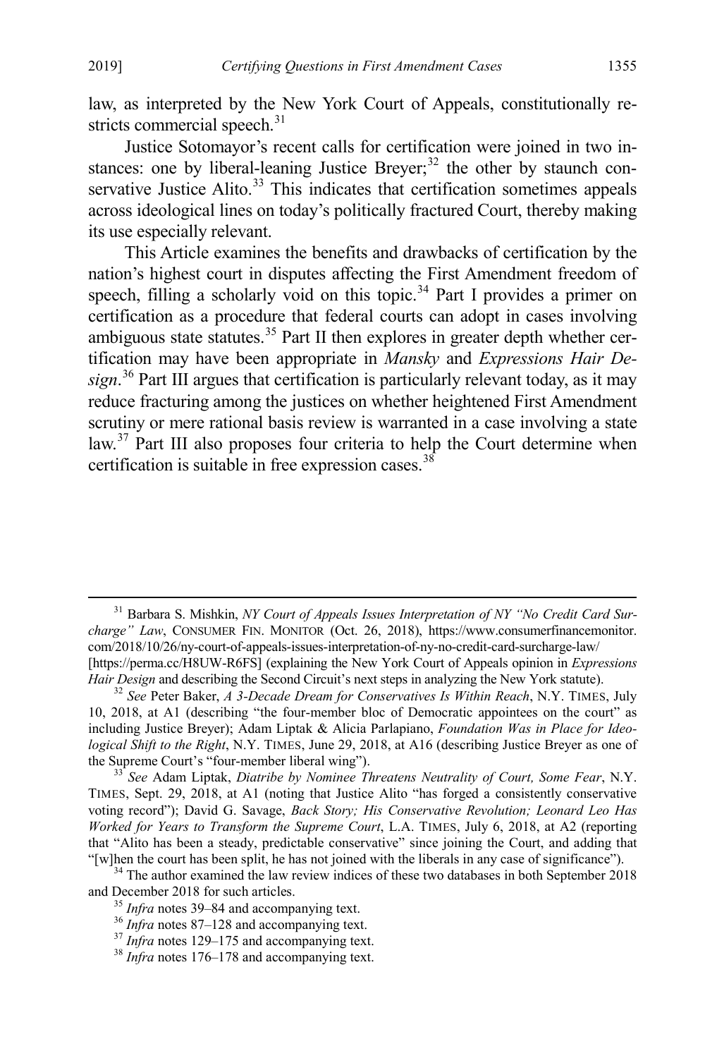law, as interpreted by the New York Court of Appeals, constitutionally restricts commercial speech.[31]

Justice Sotomayor's recent calls for certification were joined in two instances: one by liberal-leaning Justice Breyer;[32] the other by staunch conservative Justice Alito.[33] This indicates that certification sometimes appeals across ideological lines on today's politically fractured Court, thereby making its use especially relevant.

This Article examines the benefits and drawbacks of certification by the nation's highest court in disputes affecting the First Amendment freedom of speech, filling a scholarly void on this topic.[34] Part I provides a primer on certification as a procedure that federal courts can adopt in cases involving ambiguous state statutes.[35] Part II then explores in greater depth whether certification may have been appropriate in *Mansky* and *Expressions Hair Design*.[36] Part III argues that certification is particularly relevant today, as it may reduce fracturing among the justices on whether heightened First Amendment scrutiny or mere rational basis review is warranted in a case involving a state law.[37] Part III also proposes four criteria to help the Court determine when certification is suitable in free expression cases.[38]

---

[31] Barbara S. Mishkin, *NY Court of Appeals Issues Interpretation of NY "No Credit Card Surcharge" Law*, CONSUMER FIN. MONITOR (Oct. 26, 2018), https://www.consumerfinancemonitor.com/2018/10/26/ny-court-of-appeals-issues-interpretation-of-ny-no-credit-card-surcharge-law/ [https://perma.cc/H8UW-R6FS] (explaining the New York Court of Appeals opinion in *Expressions Hair Design* and describing the Second Circuit's next steps in analyzing the New York statute).

[32] *See* Peter Baker, *A 3-Decade Dream for Conservatives Is Within Reach*, N.Y. TIMES, July 10, 2018, at A1 (describing "the four-member bloc of Democratic appointees on the court" as including Justice Breyer); Adam Liptak & Alicia Parlapiano, *Foundation Was in Place for Ideological Shift to the Right*, N.Y. TIMES, June 29, 2018, at A16 (describing Justice Breyer as one of the Supreme Court's "four-member liberal wing").

[33] *See* Adam Liptak, *Diatribe by Nominee Threatens Neutrality of Court, Some Fear*, N.Y. TIMES, Sept. 29, 2018, at A1 (noting that Justice Alito "has forged a consistently conservative voting record"); David G. Savage, *Back Story; His Conservative Revolution; Leonard Leo Has Worked for Years to Transform the Supreme Court*, L.A. TIMES, July 6, 2018, at A2 (reporting that "Alito has been a steady, predictable conservative" since joining the Court, and adding that "[w]hen the court has been split, he has not joined with the liberals in any case of significance").

[34] The author examined the law review indices of these two databases in both September 2018 and December 2018 for such articles.

[35] *Infra* notes 39–84 and accompanying text.

[36] *Infra* notes 87–128 and accompanying text.

[37] *Infra* notes 129–175 and accompanying text.

[38] *Infra* notes 176–178 and accompanying text.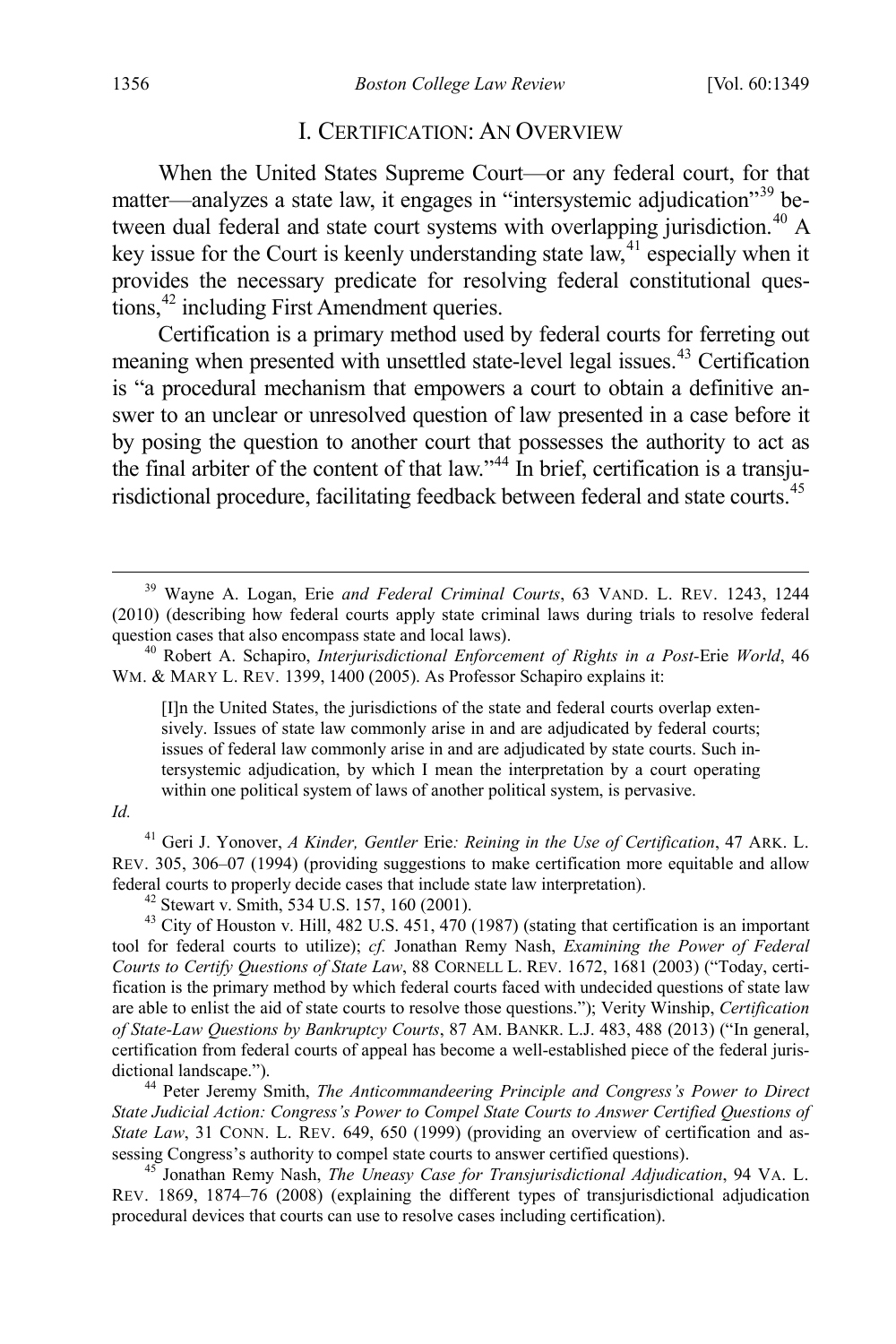## I. CERTIFICATION: AN OVERVIEW

When the United States Supreme Court—or any federal court, for that matter—analyzes a state law, it engages in "intersystemic adjudication"[39] between dual federal and state court systems with overlapping jurisdiction.[40] A key issue for the Court is keenly understanding state law,[41] especially when it provides the necessary predicate for resolving federal constitutional questions,[42] including First Amendment queries.

Certification is a primary method used by federal courts for ferreting out meaning when presented with unsettled state-level legal issues.[43] Certification is "a procedural mechanism that empowers a court to obtain a definitive answer to an unclear or unresolved question of law presented in a case before it by posing the question to another court that possesses the authority to act as the final arbiter of the content of that law."[44] In brief, certification is a transjurisdictional procedure, facilitating feedback between federal and state courts.[45]

---

[39] Wayne A. Logan, *Erie and Federal Criminal Courts*, 63 VAND. L. REV. 1243, 1244 (2010) (describing how federal courts apply state criminal laws during trials to resolve federal question cases that also encompass state and local laws).

[40] Robert A. Schapiro, *Interjurisdictional Enforcement of Rights in a Post-*Erie *World*, 46 WM. & MARY L. REV. 1399, 1400 (2005). As Professor Schapiro explains it:

> [I]n the United States, the jurisdictions of the state and federal courts overlap extensively. Issues of state law commonly arise in and are adjudicated by federal courts; issues of federal law commonly arise in and are adjudicated by state courts. Such intersystemic adjudication, by which I mean the interpretation by a court operating within one political system of laws of another political system, is pervasive.

*Id.*

[41] Geri J. Yonover, *A Kinder, Gentler* Erie*: Reining in the Use of Certification*, 47 ARK. L. REV. 305, 306–07 (1994) (providing suggestions to make certification more equitable and allow federal courts to properly decide cases that include state law interpretation).

[42] Stewart v. Smith, 534 U.S. 157, 160 (2001).

[43] City of Houston v. Hill, 482 U.S. 451, 470 (1987) (stating that certification is an important tool for federal courts to utilize); *cf.* Jonathan Remy Nash, *Examining the Power of Federal Courts to Certify Questions of State Law*, 88 CORNELL L. REV. 1672, 1681 (2003) ("Today, certification is the primary method by which federal courts faced with undecided questions of state law are able to enlist the aid of state courts to resolve those questions."); Verity Winship, *Certification of State-Law Questions by Bankruptcy Courts*, 87 AM. BANKR. L.J. 483, 488 (2013) ("In general, certification from federal courts of appeal has become a well-established piece of the federal jurisdictional landscape.").

[44] Peter Jeremy Smith, *The Anticommandeering Principle and Congress's Power to Direct State Judicial Action: Congress's Power to Compel State Courts to Answer Certified Questions of State Law*, 31 CONN. L. REV. 649, 650 (1999) (providing an overview of certification and assessing Congress's authority to compel state courts to answer certified questions).

[45] Jonathan Remy Nash, *The Uneasy Case for Transjurisdictional Adjudication*, 94 VA. L. REV. 1869, 1874–76 (2008) (explaining the different types of transjurisdictional adjudication procedural devices that courts can use to resolve cases including certification).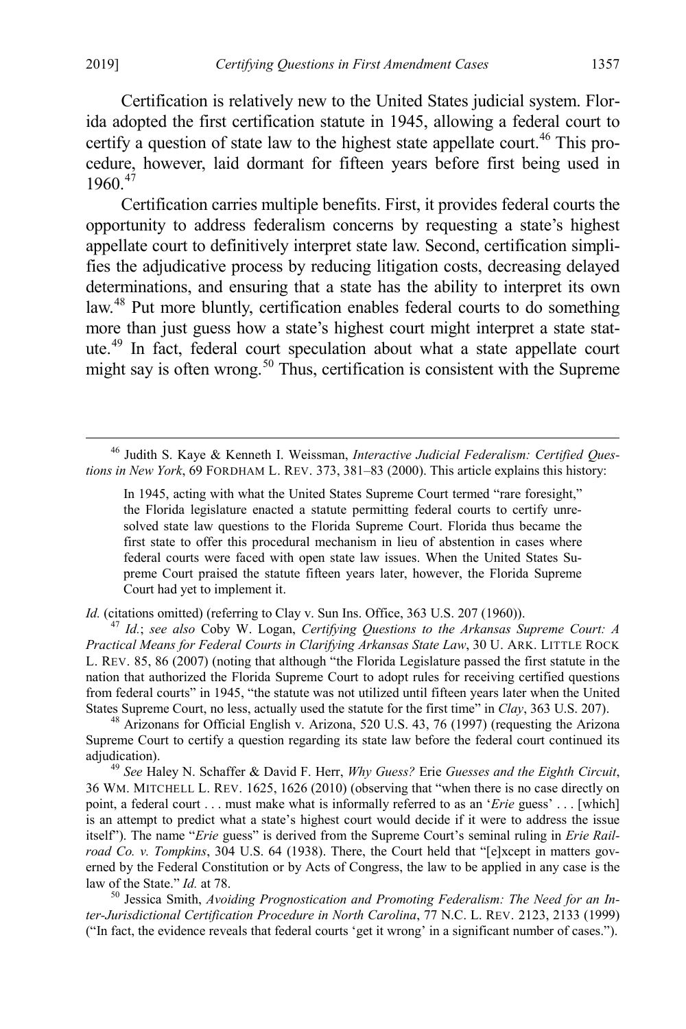Certification is relatively new to the United States judicial system. Florida adopted the first certification statute in 1945, allowing a federal court to certify a question of state law to the highest state appellate court.[46] This procedure, however, laid dormant for fifteen years before first being used in 1960.[47]

Certification carries multiple benefits. First, it provides federal courts the opportunity to address federalism concerns by requesting a state's highest appellate court to definitively interpret state law. Second, certification simplifies the adjudicative process by reducing litigation costs, decreasing delayed determinations, and ensuring that a state has the ability to interpret its own law.[48] Put more bluntly, certification enables federal courts to do something more than just guess how a state's highest court might interpret a state statute.[49] In fact, federal court speculation about what a state appellate court might say is often wrong.[50] Thus, certification is consistent with the Supreme

---

[46] Judith S. Kaye & Kenneth I. Weissman, *Interactive Judicial Federalism: Certified Questions in New York*, 69 FORDHAM L. REV. 373, 381–83 (2000). This article explains this history:

> In 1945, acting with what the United States Supreme Court termed "rare foresight," the Florida legislature enacted a statute permitting federal courts to certify unresolved state law questions to the Florida Supreme Court. Florida thus became the first state to offer this procedural mechanism in lieu of abstention in cases where federal courts were faced with open state law issues. When the United States Supreme Court praised the statute fifteen years later, however, the Florida Supreme Court had yet to implement it.

*Id.* (citations omitted) (referring to Clay v. Sun Ins. Office, 363 U.S. 207 (1960)).

[47] *Id.*; *see also* Coby W. Logan, *Certifying Questions to the Arkansas Supreme Court: A Practical Means for Federal Courts in Clarifying Arkansas State Law*, 30 U. ARK. LITTLE ROCK L. REV. 85, 86 (2007) (noting that although "the Florida Legislature passed the first statute in the nation that authorized the Florida Supreme Court to adopt rules for receiving certified questions from federal courts" in 1945, "the statute was not utilized until fifteen years later when the United States Supreme Court, no less, actually used the statute for the first time" in *Clay*, 363 U.S. 207).

[48] Arizonans for Official English v. Arizona, 520 U.S. 43, 76 (1997) (requesting the Arizona Supreme Court to certify a question regarding its state law before the federal court continued its adjudication).

[49] *See* Haley N. Schaffer & David F. Herr, *Why Guess?* Erie *Guesses and the Eighth Circuit*, 36 WM. MITCHELL L. REV. 1625, 1626 (2010) (observing that "when there is no case directly on point, a federal court . . . must make what is informally referred to as an '*Erie* guess' . . . [which] is an attempt to predict what a state's highest court would decide if it were to address the issue itself"). The name "*Erie* guess" is derived from the Supreme Court's seminal ruling in *Erie Railroad Co. v. Tompkins*, 304 U.S. 64 (1938). There, the Court held that "[e]xcept in matters governed by the Federal Constitution or by Acts of Congress, the law to be applied in any case is the law of the State." *Id.* at 78.

[50] Jessica Smith, *Avoiding Prognostication and Promoting Federalism: The Need for an Inter-Jurisdictional Certification Procedure in North Carolina*, 77 N.C. L. REV. 2123, 2133 (1999) ("In fact, the evidence reveals that federal courts 'get it wrong' in a significant number of cases.").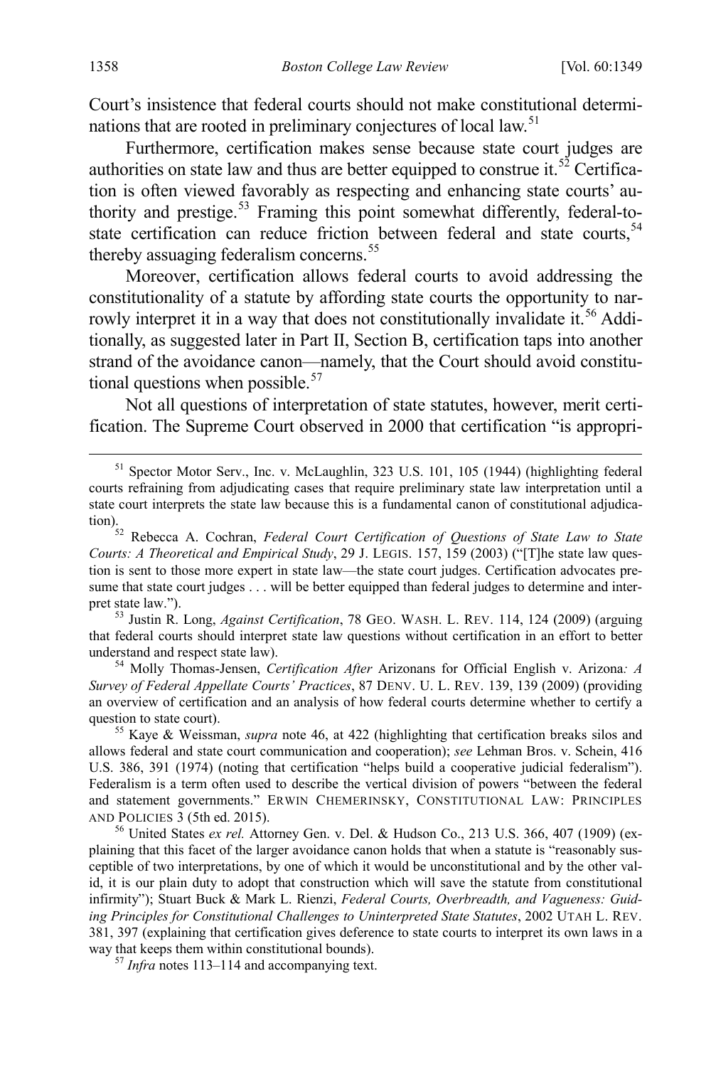Court's insistence that federal courts should not make constitutional determinations that are rooted in preliminary conjectures of local law.[51]

Furthermore, certification makes sense because state court judges are authorities on state law and thus are better equipped to construe it.[52] Certification is often viewed favorably as respecting and enhancing state courts' authority and prestige.[53] Framing this point somewhat differently, federal-to-state certification can reduce friction between federal and state courts,[54] thereby assuaging federalism concerns.[55]

Moreover, certification allows federal courts to avoid addressing the constitutionality of a statute by affording state courts the opportunity to narrowly interpret it in a way that does not constitutionally invalidate it.[56] Additionally, as suggested later in Part II, Section B, certification taps into another strand of the avoidance canon—namely, that the Court should avoid constitutional questions when possible.[57]

Not all questions of interpretation of state statutes, however, merit certification. The Supreme Court observed in 2000 that certification "is appropri-

---

[51] Spector Motor Serv., Inc. v. McLaughlin, 323 U.S. 101, 105 (1944) (highlighting federal courts refraining from adjudicating cases that require preliminary state law interpretation until a state court interprets the state law because this is a fundamental canon of constitutional adjudication).

[52] Rebecca A. Cochran, *Federal Court Certification of Questions of State Law to State Courts: A Theoretical and Empirical Study*, 29 J. LEGIS. 157, 159 (2003) ("[T]he state law question is sent to those more expert in state law—the state court judges. Certification advocates presume that state court judges . . . will be better equipped than federal judges to determine and interpret state law.").

[53] Justin R. Long, *Against Certification*, 78 GEO. WASH. L. REV. 114, 124 (2009) (arguing that federal courts should interpret state law questions without certification in an effort to better understand and respect state law).

[54] Molly Thomas-Jensen, *Certification After* Arizonans for Official English v. Arizona*: A Survey of Federal Appellate Courts' Practices*, 87 DENV. U. L. REV. 139, 139 (2009) (providing an overview of certification and an analysis of how federal courts determine whether to certify a question to state court).

[55] Kaye & Weissman, *supra* note 46, at 422 (highlighting that certification breaks silos and allows federal and state court communication and cooperation); *see* Lehman Bros. v. Schein, 416 U.S. 386, 391 (1974) (noting that certification "helps build a cooperative judicial federalism"). Federalism is a term often used to describe the vertical division of powers "between the federal and statement governments." ERWIN CHEMERINSKY, CONSTITUTIONAL LAW: PRINCIPLES AND POLICIES 3 (5th ed. 2015).

[56] United States *ex rel.* Attorney Gen. v. Del. & Hudson Co., 213 U.S. 366, 407 (1909) (explaining that this facet of the larger avoidance canon holds that when a statute is "reasonably susceptible of two interpretations, by one of which it would be unconstitutional and by the other valid, it is our plain duty to adopt that construction which will save the statute from constitutional infirmity"); Stuart Buck & Mark L. Rienzi, *Federal Courts, Overbreadth, and Vagueness: Guiding Principles for Constitutional Challenges to Uninterpreted State Statutes*, 2002 UTAH L. REV. 381, 397 (explaining that certification gives deference to state courts to interpret its own laws in a way that keeps them within constitutional bounds).

[57] *Infra* notes 113–114 and accompanying text.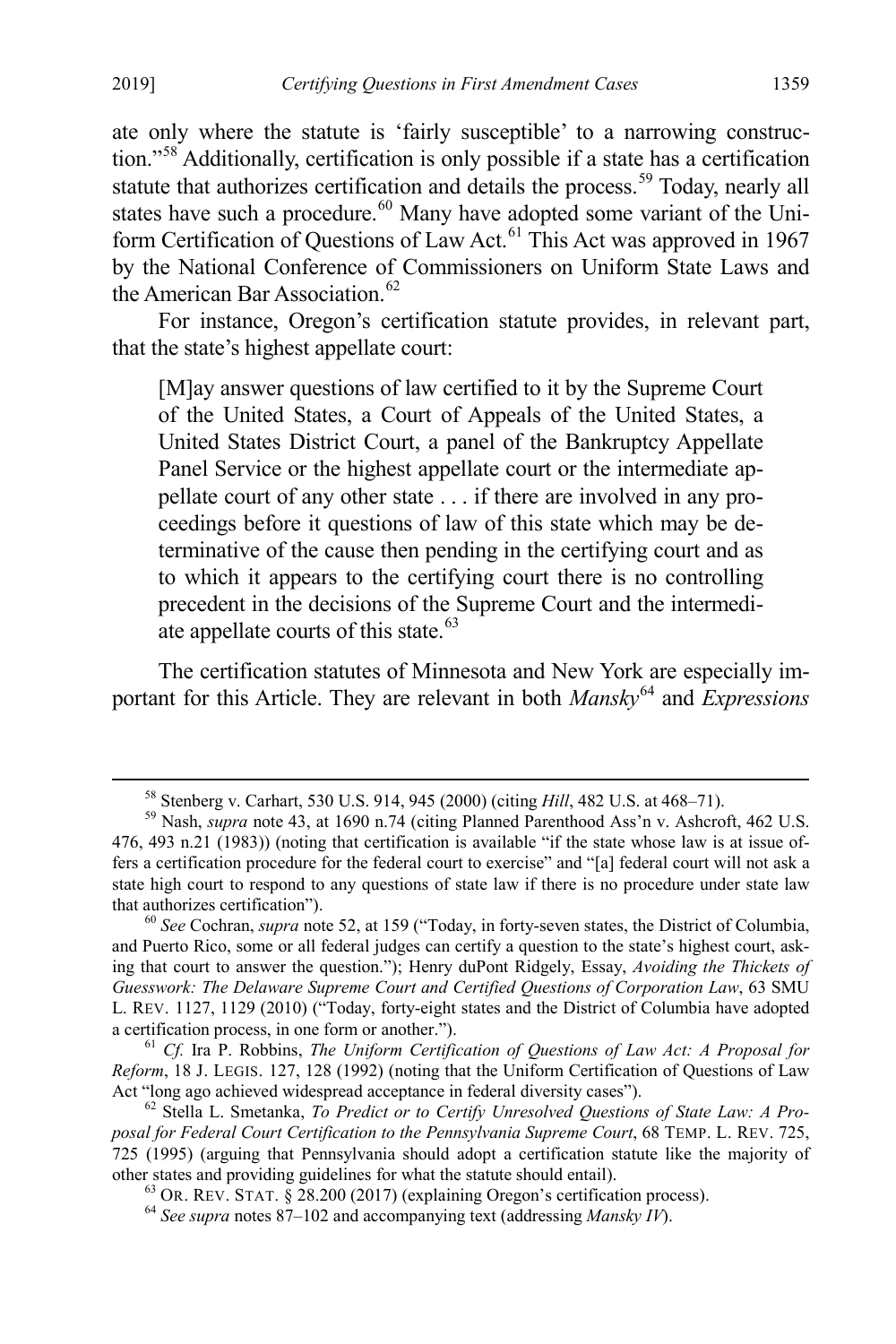ate only where the statute is 'fairly susceptible' to a narrowing construction."[58] Additionally, certification is only possible if a state has a certification statute that authorizes certification and details the process.[59] Today, nearly all states have such a procedure.[60] Many have adopted some variant of the Uniform Certification of Questions of Law Act.[61] This Act was approved in 1967 by the National Conference of Commissioners on Uniform State Laws and the American Bar Association.[62]

For instance, Oregon's certification statute provides, in relevant part, that the state's highest appellate court:

> [M]ay answer questions of law certified to it by the Supreme Court of the United States, a Court of Appeals of the United States, a United States District Court, a panel of the Bankruptcy Appellate Panel Service or the highest appellate court or the intermediate appellate court of any other state . . . if there are involved in any proceedings before it questions of law of this state which may be determinative of the cause then pending in the certifying court and as to which it appears to the certifying court there is no controlling precedent in the decisions of the Supreme Court and the intermediate appellate courts of this state.[63]

The certification statutes of Minnesota and New York are especially important for this Article. They are relevant in both *Mansky*[64] and *Expressions*

---

[58] Stenberg v. Carhart, 530 U.S. 914, 945 (2000) (citing *Hill*, 482 U.S. at 468–71).

[59] Nash, *supra* note 43, at 1690 n.74 (citing Planned Parenthood Ass'n v. Ashcroft, 462 U.S. 476, 493 n.21 (1983)) (noting that certification is available "if the state whose law is at issue offers a certification procedure for the federal court to exercise" and "[a] federal court will not ask a state high court to respond to any questions of state law if there is no procedure under state law that authorizes certification").

[60] *See* Cochran, *supra* note 52, at 159 ("Today, in forty-seven states, the District of Columbia, and Puerto Rico, some or all federal judges can certify a question to the state's highest court, asking that court to answer the question."); Henry duPont Ridgely, Essay, *Avoiding the Thickets of Guesswork: The Delaware Supreme Court and Certified Questions of Corporation Law*, 63 SMU L. REV. 1127, 1129 (2010) ("Today, forty-eight states and the District of Columbia have adopted a certification process, in one form or another.").

[61] *Cf.* Ira P. Robbins, *The Uniform Certification of Questions of Law Act: A Proposal for Reform*, 18 J. LEGIS. 127, 128 (1992) (noting that the Uniform Certification of Questions of Law Act "long ago achieved widespread acceptance in federal diversity cases").

[62] Stella L. Smetanka, *To Predict or to Certify Unresolved Questions of State Law: A Proposal for Federal Court Certification to the Pennsylvania Supreme Court*, 68 TEMP. L. REV. 725, 725 (1995) (arguing that Pennsylvania should adopt a certification statute like the majority of other states and providing guidelines for what the statute should entail).

[63] OR. REV. STAT. § 28.200 (2017) (explaining Oregon's certification process).

[64] *See supra* notes 87–102 and accompanying text (addressing *Mansky IV*).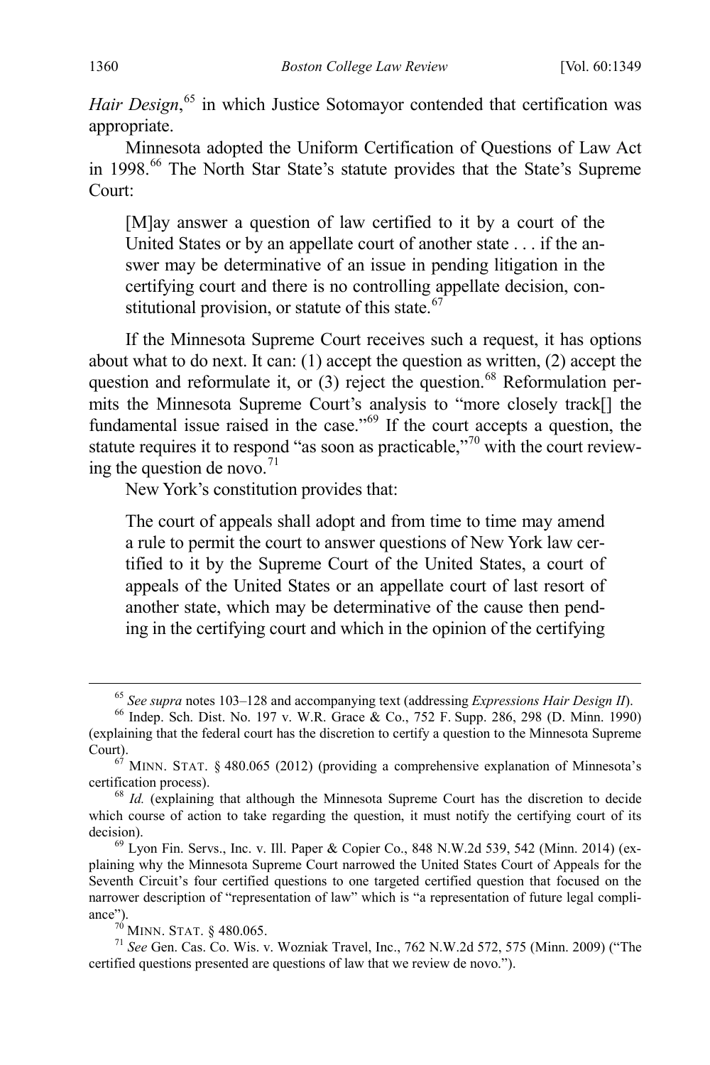*Hair Design*,[65] in which Justice Sotomayor contended that certification was appropriate.

Minnesota adopted the Uniform Certification of Questions of Law Act in 1998.[66] The North Star State's statute provides that the State's Supreme Court:

> [M]ay answer a question of law certified to it by a court of the United States or by an appellate court of another state . . . if the answer may be determinative of an issue in pending litigation in the certifying court and there is no controlling appellate decision, constitutional provision, or statute of this state.[67]

If the Minnesota Supreme Court receives such a request, it has options about what to do next. It can: (1) accept the question as written, (2) accept the question and reformulate it, or (3) reject the question.[68] Reformulation permits the Minnesota Supreme Court's analysis to "more closely track[] the fundamental issue raised in the case."[69] If the court accepts a question, the statute requires it to respond "as soon as practicable,"[70] with the court reviewing the question de novo.[71]

New York's constitution provides that:

> The court of appeals shall adopt and from time to time may amend a rule to permit the court to answer questions of New York law certified to it by the Supreme Court of the United States, a court of appeals of the United States or an appellate court of last resort of another state, which may be determinative of the cause then pending in the certifying court and which in the opinion of the certifying

---

[65] *See supra* notes 103–128 and accompanying text (addressing *Expressions Hair Design II*).

[66] Indep. Sch. Dist. No. 197 v. W.R. Grace & Co., 752 F. Supp. 286, 298 (D. Minn. 1990) (explaining that the federal court has the discretion to certify a question to the Minnesota Supreme Court).

[67] MINN. STAT. § 480.065 (2012) (providing a comprehensive explanation of Minnesota's certification process).

[68] *Id.* (explaining that although the Minnesota Supreme Court has the discretion to decide which course of action to take regarding the question, it must notify the certifying court of its decision).

[69] Lyon Fin. Servs., Inc. v. Ill. Paper & Copier Co., 848 N.W.2d 539, 542 (Minn. 2014) (explaining why the Minnesota Supreme Court narrowed the United States Court of Appeals for the Seventh Circuit's four certified questions to one targeted certified question that focused on the narrower description of "representation of law" which is "a representation of future legal compliance").

[70] MINN. STAT. § 480.065.

[71] *See* Gen. Cas. Co. Wis. v. Wozniak Travel, Inc., 762 N.W.2d 572, 575 (Minn. 2009) ("The certified questions presented are questions of law that we review de novo.").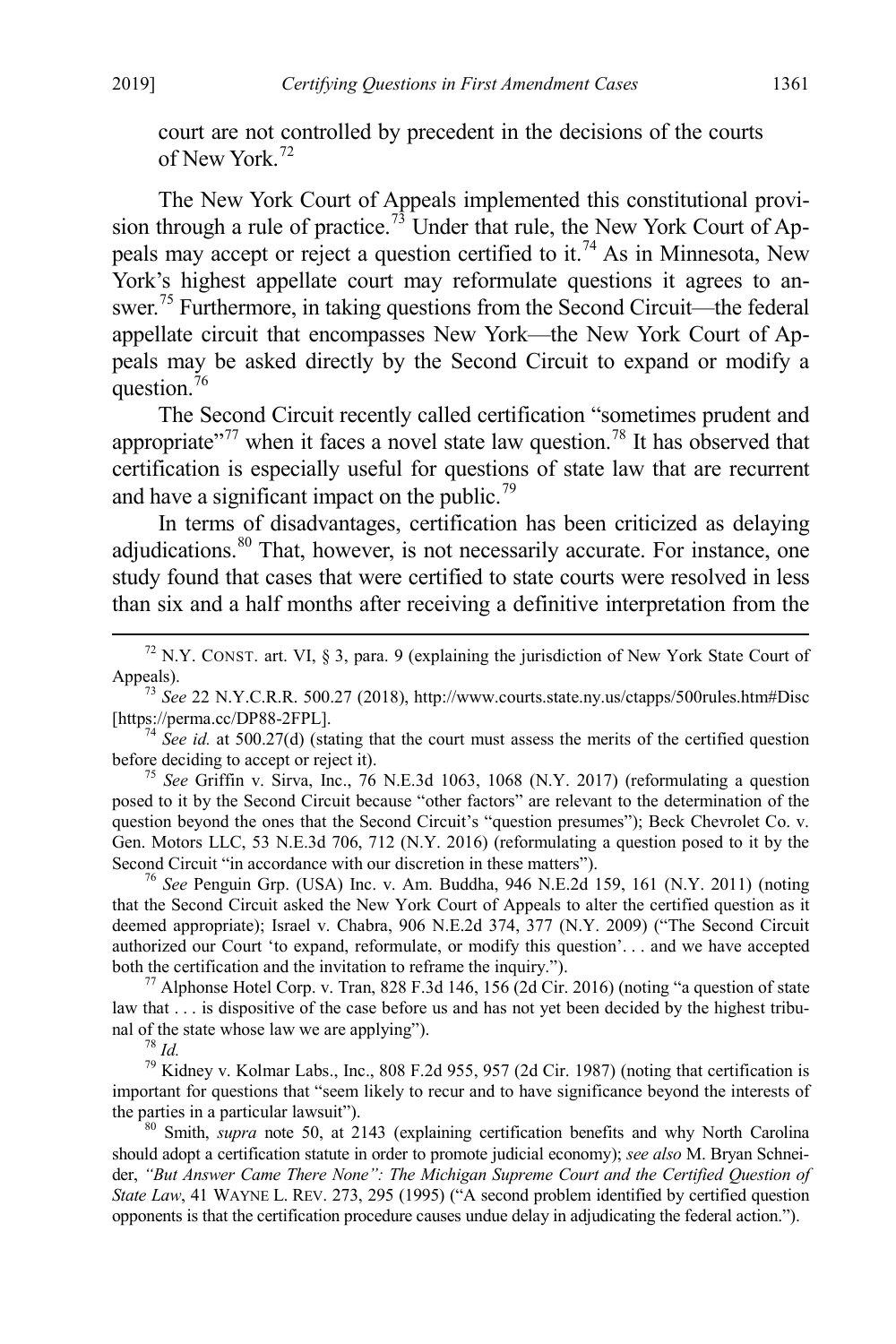court are not controlled by precedent in the decisions of the courts of New York.[72]

The New York Court of Appeals implemented this constitutional provision through a rule of practice.[73] Under that rule, the New York Court of Appeals may accept or reject a question certified to it.[74] As in Minnesota, New York's highest appellate court may reformulate questions it agrees to answer.[75] Furthermore, in taking questions from the Second Circuit—the federal appellate circuit that encompasses New York—the New York Court of Appeals may be asked directly by the Second Circuit to expand or modify a question.[76]

The Second Circuit recently called certification "sometimes prudent and appropriate"[77] when it faces a novel state law question.[78] It has observed that certification is especially useful for questions of state law that are recurrent and have a significant impact on the public.[79]

In terms of disadvantages, certification has been criticized as delaying adjudications.[80] That, however, is not necessarily accurate. For instance, one study found that cases that were certified to state courts were resolved in less than six and a half months after receiving a definitive interpretation from the

---

[72] N.Y. CONST. art. VI, § 3, para. 9 (explaining the jurisdiction of New York State Court of Appeals).

[73] *See* 22 N.Y.C.R.R. 500.27 (2018), http://www.courts.state.ny.us/ctapps/500rules.htm#Disc [https://perma.cc/DP88-2FPL].

[74] *See id.* at 500.27(d) (stating that the court must assess the merits of the certified question before deciding to accept or reject it).

[75] *See* Griffin v. Sirva, Inc., 76 N.E.3d 1063, 1068 (N.Y. 2017) (reformulating a question posed to it by the Second Circuit because "other factors" are relevant to the determination of the question beyond the ones that the Second Circuit's "question presumes"); Beck Chevrolet Co. v. Gen. Motors LLC, 53 N.E.3d 706, 712 (N.Y. 2016) (reformulating a question posed to it by the Second Circuit "in accordance with our discretion in these matters").

[76] *See* Penguin Grp. (USA) Inc. v. Am. Buddha, 946 N.E.2d 159, 161 (N.Y. 2011) (noting that the Second Circuit asked the New York Court of Appeals to alter the certified question as it deemed appropriate); Israel v. Chabra, 906 N.E.2d 374, 377 (N.Y. 2009) ("The Second Circuit authorized our Court 'to expand, reformulate, or modify this question'. . . and we have accepted both the certification and the invitation to reframe the inquiry.").

[77] Alphonse Hotel Corp. v. Tran, 828 F.3d 146, 156 (2d Cir. 2016) (noting "a question of state law that . . . is dispositive of the case before us and has not yet been decided by the highest tribunal of the state whose law we are applying").

[78] *Id.*

[79] Kidney v. Kolmar Labs., Inc., 808 F.2d 955, 957 (2d Cir. 1987) (noting that certification is important for questions that "seem likely to recur and to have significance beyond the interests of the parties in a particular lawsuit").

[80] Smith, *supra* note 50, at 2143 (explaining certification benefits and why North Carolina should adopt a certification statute in order to promote judicial economy); *see also* M. Bryan Schneider, *"But Answer Came There None": The Michigan Supreme Court and the Certified Question of State Law*, 41 WAYNE L. REV. 273, 295 (1995) ("A second problem identified by certified question opponents is that the certification procedure causes undue delay in adjudicating the federal action.").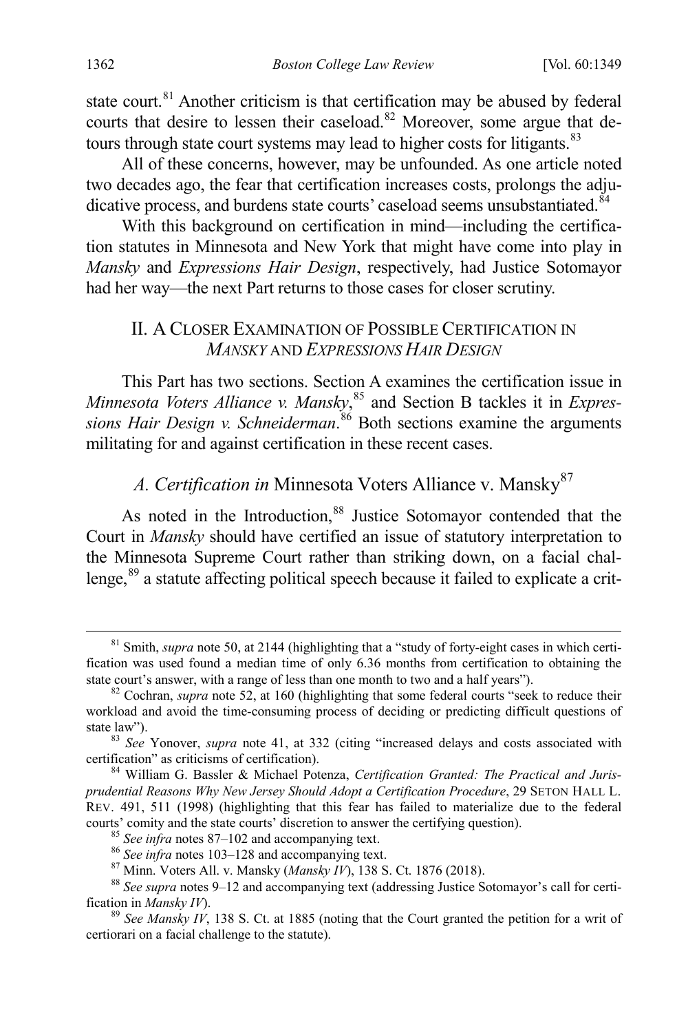state court.[81] Another criticism is that certification may be abused by federal courts that desire to lessen their caseload.[82] Moreover, some argue that detours through state court systems may lead to higher costs for litigants.[83]

All of these concerns, however, may be unfounded. As one article noted two decades ago, the fear that certification increases costs, prolongs the adjudicative process, and burdens state courts' caseload seems unsubstantiated.[84]

With this background on certification in mind—including the certification statutes in Minnesota and New York that might have come into play in *Mansky* and *Expressions Hair Design*, respectively, had Justice Sotomayor had her way—the next Part returns to those cases for closer scrutiny.

## II. A Closer Examination of Possible Certification in *Mansky* and *Expressions Hair Design*

This Part has two sections. Section A examines the certification issue in *Minnesota Voters Alliance v. Mansky*,[85] and Section B tackles it in *Expressions Hair Design v. Schneiderman*.[86] Both sections examine the arguments militating for and against certification in these recent cases.

### *A. Certification in* Minnesota Voters Alliance v. Mansky[87]

As noted in the Introduction,[88] Justice Sotomayor contended that the Court in *Mansky* should have certified an issue of statutory interpretation to the Minnesota Supreme Court rather than striking down, on a facial challenge,[89] a statute affecting political speech because it failed to explicate a crit-

---

[81] Smith, *supra* note 50, at 2144 (highlighting that a "study of forty-eight cases in which certification was used found a median time of only 6.36 months from certification to obtaining the state court's answer, with a range of less than one month to two and a half years").

[82] Cochran, *supra* note 52, at 160 (highlighting that some federal courts "seek to reduce their workload and avoid the time-consuming process of deciding or predicting difficult questions of state law").

[83] *See* Yonover, *supra* note 41, at 332 (citing "increased delays and costs associated with certification" as criticisms of certification).

[84] William G. Bassler & Michael Potenza, *Certification Granted: The Practical and Jurisprudential Reasons Why New Jersey Should Adopt a Certification Procedure*, 29 SETON HALL L. REV. 491, 511 (1998) (highlighting that this fear has failed to materialize due to the federal courts' comity and the state courts' discretion to answer the certifying question).

[85] *See infra* notes 87–102 and accompanying text.

[86] *See infra* notes 103–128 and accompanying text.

[87] Minn. Voters All. v. Mansky (*Mansky IV*), 138 S. Ct. 1876 (2018).

[88] *See supra* notes 9–12 and accompanying text (addressing Justice Sotomayor's call for certification in *Mansky IV*).

[89] *See Mansky IV*, 138 S. Ct. at 1885 (noting that the Court granted the petition for a writ of certiorari on a facial challenge to the statute).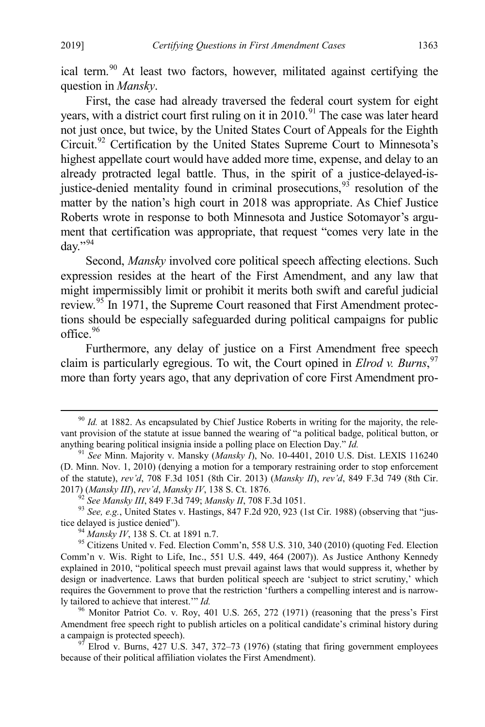ical term.[90] At least two factors, however, militated against certifying the question in *Mansky*.

First, the case had already traversed the federal court system for eight years, with a district court first ruling on it in 2010.[91] The case was later heard not just once, but twice, by the United States Court of Appeals for the Eighth Circuit.[92] Certification by the United States Supreme Court to Minnesota's highest appellate court would have added more time, expense, and delay to an already protracted legal battle. Thus, in the spirit of a justice-delayed-is-justice-denied mentality found in criminal prosecutions,[93] resolution of the matter by the nation's high court in 2018 was appropriate. As Chief Justice Roberts wrote in response to both Minnesota and Justice Sotomayor's argument that certification was appropriate, that request "comes very late in the day."[94]

Second, *Mansky* involved core political speech affecting elections. Such expression resides at the heart of the First Amendment, and any law that might impermissibly limit or prohibit it merits both swift and careful judicial review.[95] In 1971, the Supreme Court reasoned that First Amendment protections should be especially safeguarded during political campaigns for public office.[96]

Furthermore, any delay of justice on a First Amendment free speech claim is particularly egregious. To wit, the Court opined in *Elrod v. Burns*,[97] more than forty years ago, that any deprivation of core First Amendment pro-

---

[90] *Id.* at 1882. As encapsulated by Chief Justice Roberts in writing for the majority, the relevant provision of the statute at issue banned the wearing of "a political badge, political button, or anything bearing political insignia inside a polling place on Election Day." *Id.*

[91] *See* Minn. Majority v. Mansky (*Mansky I*), No. 10-4401, 2010 U.S. Dist. LEXIS 116240 (D. Minn. Nov. 1, 2010) (denying a motion for a temporary restraining order to stop enforcement of the statute), *rev'd*, 708 F.3d 1051 (8th Cir. 2013) (*Mansky II*), *rev'd*, 849 F.3d 749 (8th Cir. 2017) (*Mansky III*), *rev'd*, *Mansky IV*, 138 S. Ct. 1876.

[92] *See Mansky III*, 849 F.3d 749; *Mansky II*, 708 F.3d 1051.

[93] *See, e.g.*, United States v. Hastings, 847 F.2d 920, 923 (1st Cir. 1988) (observing that "justice delayed is justice denied").

[94] *Mansky IV*, 138 S. Ct. at 1891 n.7.

[95] Citizens United v. Fed. Election Comm'n, 558 U.S. 310, 340 (2010) (quoting Fed. Election Comm'n v. Wis. Right to Life, Inc., 551 U.S. 449, 464 (2007)). As Justice Anthony Kennedy explained in 2010, "political speech must prevail against laws that would suppress it, whether by design or inadvertence. Laws that burden political speech are 'subject to strict scrutiny,' which requires the Government to prove that the restriction 'furthers a compelling interest and is narrowly tailored to achieve that interest.'" *Id.*

[96] Monitor Patriot Co. v. Roy, 401 U.S. 265, 272 (1971) (reasoning that the press's First Amendment free speech right to publish articles on a political candidate's criminal history during a campaign is protected speech).

[97] Elrod v. Burns, 427 U.S. 347, 372–73 (1976) (stating that firing government employees because of their political affiliation violates the First Amendment).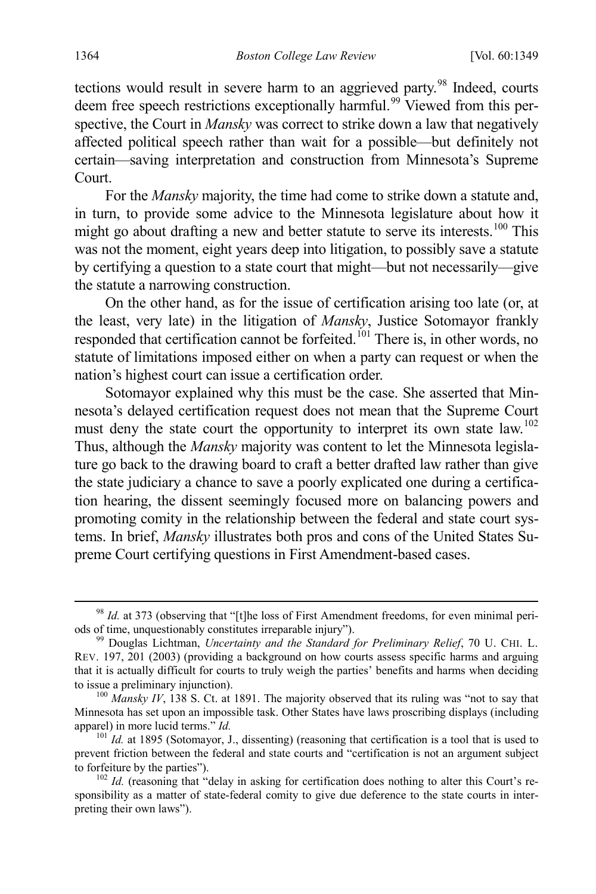tections would result in severe harm to an aggrieved party.[98] Indeed, courts deem free speech restrictions exceptionally harmful.[99] Viewed from this perspective, the Court in *Mansky* was correct to strike down a law that negatively affected political speech rather than wait for a possible—but definitely not certain—saving interpretation and construction from Minnesota's Supreme Court.

For the *Mansky* majority, the time had come to strike down a statute and, in turn, to provide some advice to the Minnesota legislature about how it might go about drafting a new and better statute to serve its interests.[100] This was not the moment, eight years deep into litigation, to possibly save a statute by certifying a question to a state court that might—but not necessarily—give the statute a narrowing construction.

On the other hand, as for the issue of certification arising too late (or, at the least, very late) in the litigation of *Mansky*, Justice Sotomayor frankly responded that certification cannot be forfeited.[101] There is, in other words, no statute of limitations imposed either on when a party can request or when the nation's highest court can issue a certification order.

Sotomayor explained why this must be the case. She asserted that Minnesota's delayed certification request does not mean that the Supreme Court must deny the state court the opportunity to interpret its own state law.[102] Thus, although the *Mansky* majority was content to let the Minnesota legislature go back to the drawing board to craft a better drafted law rather than give the state judiciary a chance to save a poorly explicated one during a certification hearing, the dissent seemingly focused more on balancing powers and promoting comity in the relationship between the federal and state court systems. In brief, *Mansky* illustrates both pros and cons of the United States Supreme Court certifying questions in First Amendment-based cases.

---

[98] *Id.* at 373 (observing that "[t]he loss of First Amendment freedoms, for even minimal periods of time, unquestionably constitutes irreparable injury").

[99] Douglas Lichtman, *Uncertainty and the Standard for Preliminary Relief*, 70 U. CHI. L. REV. 197, 201 (2003) (providing a background on how courts assess specific harms and arguing that it is actually difficult for courts to truly weigh the parties' benefits and harms when deciding to issue a preliminary injunction).

[100] *Mansky IV*, 138 S. Ct. at 1891. The majority observed that its ruling was "not to say that Minnesota has set upon an impossible task. Other States have laws proscribing displays (including apparel) in more lucid terms." *Id.*

[101] *Id.* at 1895 (Sotomayor, J., dissenting) (reasoning that certification is a tool that is used to prevent friction between the federal and state courts and "certification is not an argument subject to forfeiture by the parties").

[102] *Id.* (reasoning that "delay in asking for certification does nothing to alter this Court's responsibility as a matter of state-federal comity to give due deference to the state courts in interpreting their own laws").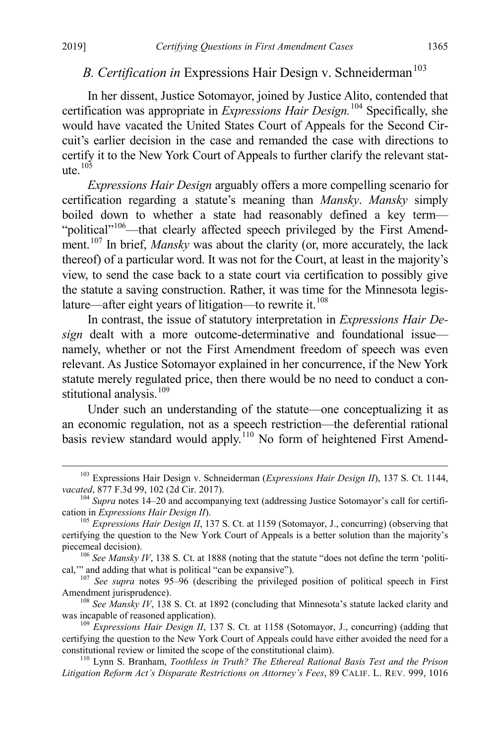## *B. Certification in* Expressions Hair Design v. Schneiderman[103]

In her dissent, Justice Sotomayor, joined by Justice Alito, contended that certification was appropriate in *Expressions Hair Design.*[104] Specifically, she would have vacated the United States Court of Appeals for the Second Circuit's earlier decision in the case and remanded the case with directions to certify it to the New York Court of Appeals to further clarify the relevant statute.[105]

*Expressions Hair Design* arguably offers a more compelling scenario for certification regarding a statute's meaning than *Mansky*. *Mansky* simply boiled down to whether a state had reasonably defined a key term—"political"[106]—that clearly affected speech privileged by the First Amendment.[107] In brief, *Mansky* was about the clarity (or, more accurately, the lack thereof) of a particular word. It was not for the Court, at least in the majority's view, to send the case back to a state court via certification to possibly give the statute a saving construction. Rather, it was time for the Minnesota legislature—after eight years of litigation—to rewrite it.[108]

In contrast, the issue of statutory interpretation in *Expressions Hair Design* dealt with a more outcome-determinative and foundational issue—namely, whether or not the First Amendment freedom of speech was even relevant. As Justice Sotomayor explained in her concurrence, if the New York statute merely regulated price, then there would be no need to conduct a constitutional analysis.[109]

Under such an understanding of the statute—one conceptualizing it as an economic regulation, not as a speech restriction—the deferential rational basis review standard would apply.[110] No form of heightened First Amend-

---

[103] Expressions Hair Design v. Schneiderman (*Expressions Hair Design II*), 137 S. Ct. 1144, *vacated*, 877 F.3d 99, 102 (2d Cir. 2017).

[104] *Supra* notes 14–20 and accompanying text (addressing Justice Sotomayor's call for certification in *Expressions Hair Design II*).

[105] *Expressions Hair Design II*, 137 S. Ct. at 1159 (Sotomayor, J., concurring) (observing that certifying the question to the New York Court of Appeals is a better solution than the majority's piecemeal decision).

[106] *See Mansky IV*, 138 S. Ct. at 1888 (noting that the statute "does not define the term 'political,'" and adding that what is political "can be expansive").

[107] *See supra* notes 95–96 (describing the privileged position of political speech in First Amendment jurisprudence).

[108] *See Mansky IV*, 138 S. Ct. at 1892 (concluding that Minnesota's statute lacked clarity and was incapable of reasoned application).

[109] *Expressions Hair Design II*, 137 S. Ct. at 1158 (Sotomayor, J., concurring) (adding that certifying the question to the New York Court of Appeals could have either avoided the need for a constitutional review or limited the scope of the constitutional claim).

[110] Lynn S. Branham, *Toothless in Truth? The Ethereal Rational Basis Test and the Prison Litigation Reform Act's Disparate Restrictions on Attorney's Fees*, 89 CALIF. L. REV. 999, 1016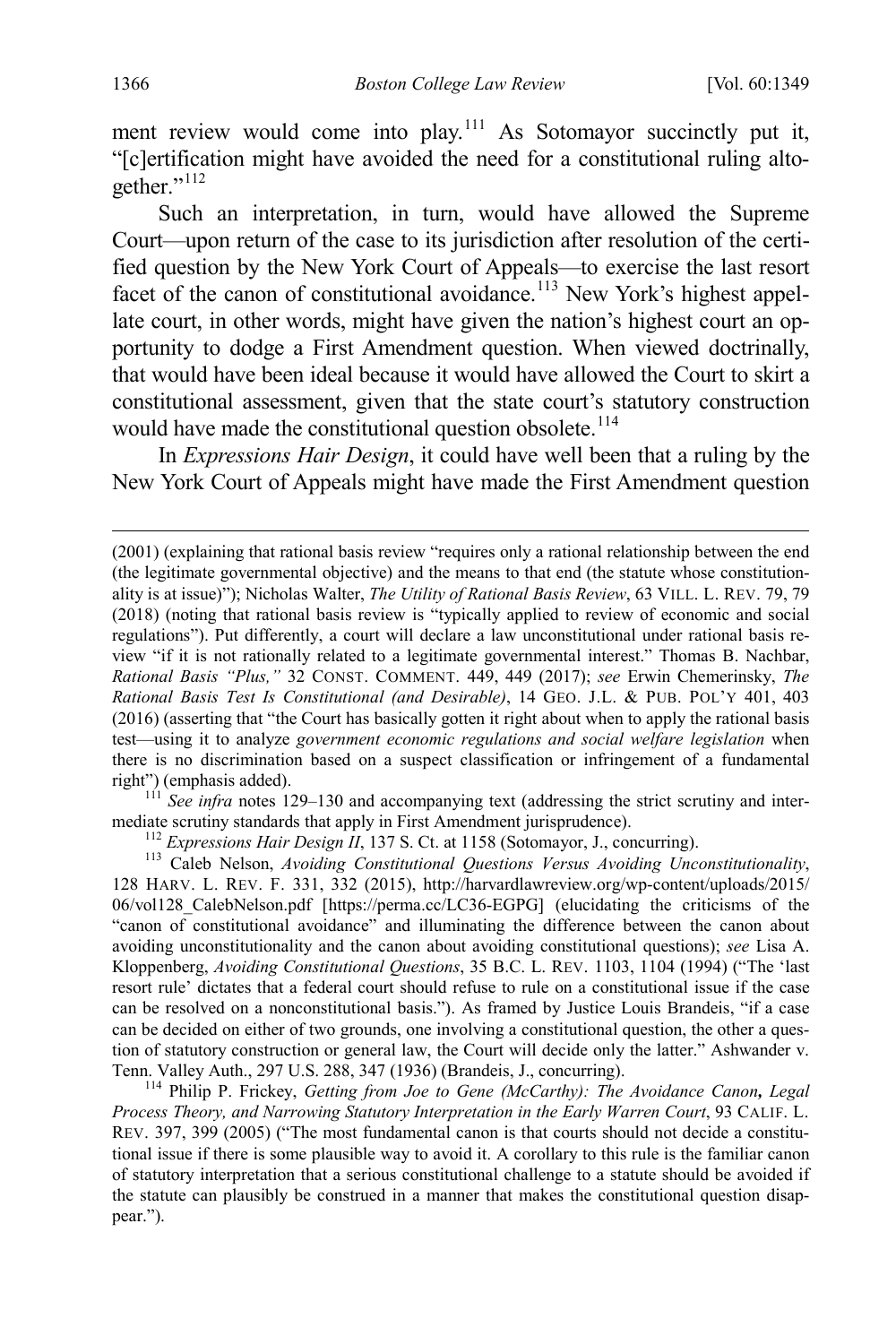ment review would come into play.[111] As Sotomayor succinctly put it, "[c]ertification might have avoided the need for a constitutional ruling altogether."[112]

Such an interpretation, in turn, would have allowed the Supreme Court—upon return of the case to its jurisdiction after resolution of the certified question by the New York Court of Appeals—to exercise the last resort facet of the canon of constitutional avoidance.[113] New York's highest appellate court, in other words, might have given the nation's highest court an opportunity to dodge a First Amendment question. When viewed doctrinally, that would have been ideal because it would have allowed the Court to skirt a constitutional assessment, given that the state court's statutory construction would have made the constitutional question obsolete.[114]

In *Expressions Hair Design*, it could have well been that a ruling by the New York Court of Appeals might have made the First Amendment question

---

(2001) (explaining that rational basis review "requires only a rational relationship between the end (the legitimate governmental objective) and the means to that end (the statute whose constitutionality is at issue)"); Nicholas Walter, *The Utility of Rational Basis Review*, 63 VILL. L. REV. 79, 79 (2018) (noting that rational basis review is "typically applied to review of economic and social regulations"). Put differently, a court will declare a law unconstitutional under rational basis review "if it is not rationally related to a legitimate governmental interest." Thomas B. Nachbar, *Rational Basis "Plus,"* 32 CONST. COMMENT. 449, 449 (2017); *see* Erwin Chemerinsky, *The Rational Basis Test Is Constitutional (and Desirable)*, 14 GEO. J.L. & PUB. POL'Y 401, 403 (2016) (asserting that "the Court has basically gotten it right about when to apply the rational basis test—using it to analyze *government economic regulations and social welfare legislation* when there is no discrimination based on a suspect classification or infringement of a fundamental right") (emphasis added).

[111] *See infra* notes 129–130 and accompanying text (addressing the strict scrutiny and intermediate scrutiny standards that apply in First Amendment jurisprudence).

[112] *Expressions Hair Design II*, 137 S. Ct. at 1158 (Sotomayor, J., concurring).

[113] Caleb Nelson, *Avoiding Constitutional Questions Versus Avoiding Unconstitutionality*, 128 HARV. L. REV. F. 331, 332 (2015), http://harvardlawreview.org/wp-content/uploads/2015/06/vol128_CalebNelson.pdf [https://perma.cc/LC36-EGPG] (elucidating the criticisms of the "canon of constitutional avoidance" and illuminating the difference between the canon about avoiding unconstitutionality and the canon about avoiding constitutional questions); *see* Lisa A. Kloppenberg, *Avoiding Constitutional Questions*, 35 B.C. L. REV. 1103, 1104 (1994) ("The 'last resort rule' dictates that a federal court should refuse to rule on a constitutional issue if the case can be resolved on a nonconstitutional basis."). As framed by Justice Louis Brandeis, "if a case can be decided on either of two grounds, one involving a constitutional question, the other a question of statutory construction or general law, the Court will decide only the latter." Ashwander v. Tenn. Valley Auth., 297 U.S. 288, 347 (1936) (Brandeis, J., concurring).

[114] Philip P. Frickey, *Getting from Joe to Gene (McCarthy): The Avoidance Canon, Legal Process Theory, and Narrowing Statutory Interpretation in the Early Warren Court*, 93 CALIF. L. REV. 397, 399 (2005) ("The most fundamental canon is that courts should not decide a constitutional issue if there is some plausible way to avoid it. A corollary to this rule is the familiar canon of statutory interpretation that a serious constitutional challenge to a statute should be avoided if the statute can plausibly be construed in a manner that makes the constitutional question disappear.").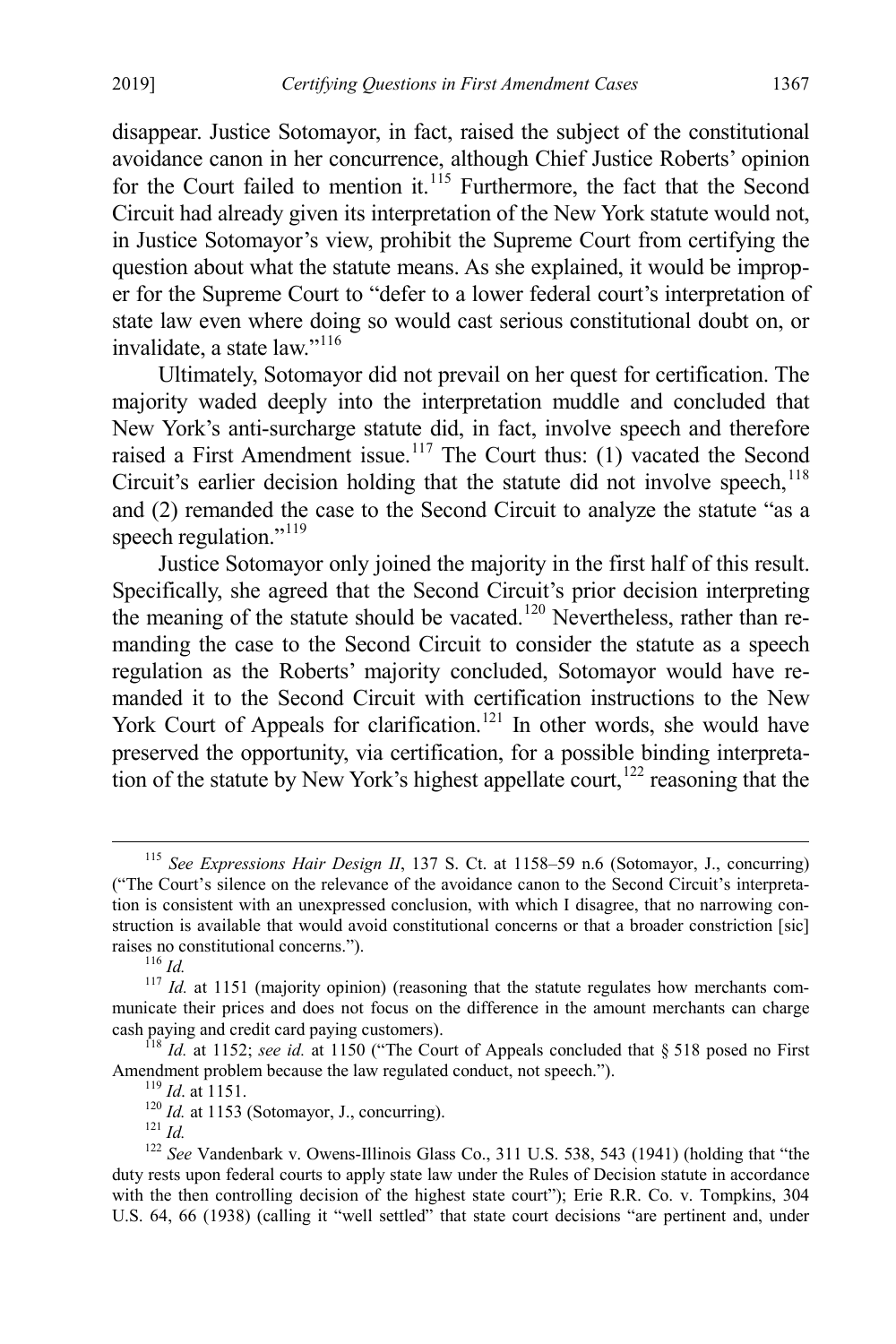disappear. Justice Sotomayor, in fact, raised the subject of the constitutional avoidance canon in her concurrence, although Chief Justice Roberts' opinion for the Court failed to mention it.[115] Furthermore, the fact that the Second Circuit had already given its interpretation of the New York statute would not, in Justice Sotomayor's view, prohibit the Supreme Court from certifying the question about what the statute means. As she explained, it would be improper for the Supreme Court to "defer to a lower federal court's interpretation of state law even where doing so would cast serious constitutional doubt on, or invalidate, a state law."[116]

Ultimately, Sotomayor did not prevail on her quest for certification. The majority waded deeply into the interpretation muddle and concluded that New York's anti-surcharge statute did, in fact, involve speech and therefore raised a First Amendment issue.[117] The Court thus: (1) vacated the Second Circuit's earlier decision holding that the statute did not involve speech,[118] and (2) remanded the case to the Second Circuit to analyze the statute "as a speech regulation."[119]

Justice Sotomayor only joined the majority in the first half of this result. Specifically, she agreed that the Second Circuit's prior decision interpreting the meaning of the statute should be vacated.[120] Nevertheless, rather than remanding the case to the Second Circuit to consider the statute as a speech regulation as the Roberts' majority concluded, Sotomayor would have remanded it to the Second Circuit with certification instructions to the New York Court of Appeals for clarification.[121] In other words, she would have preserved the opportunity, via certification, for a possible binding interpretation of the statute by New York's highest appellate court,[122] reasoning that the

---

[115] *See Expressions Hair Design II*, 137 S. Ct. at 1158–59 n.6 (Sotomayor, J., concurring) ("The Court's silence on the relevance of the avoidance canon to the Second Circuit's interpretation is consistent with an unexpressed conclusion, with which I disagree, that no narrowing construction is available that would avoid constitutional concerns or that a broader constriction [sic] raises no constitutional concerns.").

[116] *Id.*

[117] *Id.* at 1151 (majority opinion) (reasoning that the statute regulates how merchants communicate their prices and does not focus on the difference in the amount merchants can charge cash paying and credit card paying customers).

[118] *Id.* at 1152; *see id.* at 1150 ("The Court of Appeals concluded that § 518 posed no First Amendment problem because the law regulated conduct, not speech.").

[119] *Id*. at 1151.

[120] *Id.* at 1153 (Sotomayor, J., concurring).

[121] *Id.*

[122] *See* Vandenbark v. Owens-Illinois Glass Co., 311 U.S. 538, 543 (1941) (holding that "the duty rests upon federal courts to apply state law under the Rules of Decision statute in accordance with the then controlling decision of the highest state court"); Erie R.R. Co. v. Tompkins, 304 U.S. 64, 66 (1938) (calling it "well settled" that state court decisions "are pertinent and, under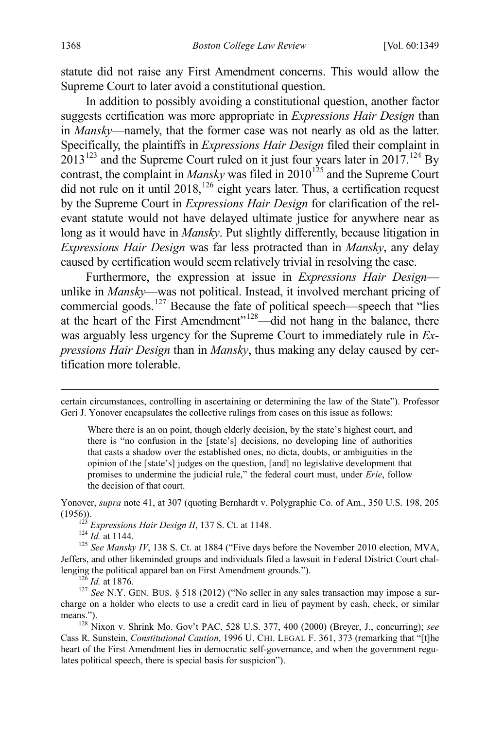statute did not raise any First Amendment concerns. This would allow the Supreme Court to later avoid a constitutional question.

In addition to possibly avoiding a constitutional question, another factor suggests certification was more appropriate in *Expressions Hair Design* than in *Mansky*—namely, that the former case was not nearly as old as the latter. Specifically, the plaintiffs in *Expressions Hair Design* filed their complaint in 2013[123] and the Supreme Court ruled on it just four years later in 2017.[124] By contrast, the complaint in *Mansky* was filed in 2010[125] and the Supreme Court did not rule on it until 2018,[126] eight years later. Thus, a certification request by the Supreme Court in *Expressions Hair Design* for clarification of the relevant statute would not have delayed ultimate justice for anywhere near as long as it would have in *Mansky*. Put slightly differently, because litigation in *Expressions Hair Design* was far less protracted than in *Mansky*, any delay caused by certification would seem relatively trivial in resolving the case.

Furthermore, the expression at issue in *Expressions Hair Design*—unlike in *Mansky*—was not political. Instead, it involved merchant pricing of commercial goods.[127] Because the fate of political speech—speech that "lies at the heart of the First Amendment"[128]—did not hang in the balance, there was arguably less urgency for the Supreme Court to immediately rule in *Expressions Hair Design* than in *Mansky*, thus making any delay caused by certification more tolerable.

---

certain circumstances, controlling in ascertaining or determining the law of the State"). Professor Geri J. Yonover encapsulates the collective rulings from cases on this issue as follows:

> Where there is an on point, though elderly decision, by the state's highest court, and there is "no confusion in the [state's] decisions, no developing line of authorities that casts a shadow over the established ones, no dicta, doubts, or ambiguities in the opinion of the [state's] judges on the question, [and] no legislative development that promises to undermine the judicial rule," the federal court must, under *Erie*, follow the decision of that court.

Yonover, *supra* note 41, at 307 (quoting Bernhardt v. Polygraphic Co. of Am., 350 U.S. 198, 205 (1956)).

[123] *Expressions Hair Design II*, 137 S. Ct. at 1148.

[124] *Id.* at 1144.

[125] *See Mansky IV*, 138 S. Ct. at 1884 ("Five days before the November 2010 election, MVA, Jeffers, and other likeminded groups and individuals filed a lawsuit in Federal District Court challenging the political apparel ban on First Amendment grounds.").

[126] *Id.* at 1876.

[127] *See* N.Y. Gen. Bus. § 518 (2012) ("No seller in any sales transaction may impose a surcharge on a holder who elects to use a credit card in lieu of payment by cash, check, or similar means.").

[128] Nixon v. Shrink Mo. Gov't PAC, 528 U.S. 377, 400 (2000) (Breyer, J., concurring); *see* Cass R. Sunstein, *Constitutional Caution*, 1996 U. Chi. Legal F. 361, 373 (remarking that "[t]he heart of the First Amendment lies in democratic self-governance, and when the government regulates political speech, there is special basis for suspicion").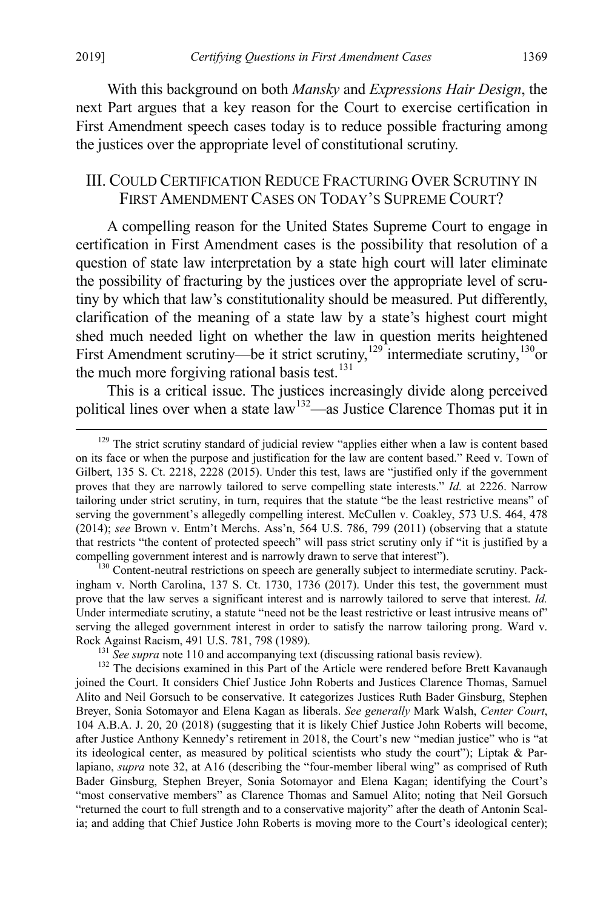With this background on both *Mansky* and *Expressions Hair Design*, the next Part argues that a key reason for the Court to exercise certification in First Amendment speech cases today is to reduce possible fracturing among the justices over the appropriate level of constitutional scrutiny.

## III. Could Certification Reduce Fracturing Over Scrutiny in First Amendment Cases on Today's Supreme Court?

A compelling reason for the United States Supreme Court to engage in certification in First Amendment cases is the possibility that resolution of a question of state law interpretation by a state high court will later eliminate the possibility of fracturing by the justices over the appropriate level of scrutiny by which that law's constitutionality should be measured. Put differently, clarification of the meaning of a state law by a state's highest court might shed much needed light on whether the law in question merits heightened First Amendment scrutiny—be it strict scrutiny,[129] intermediate scrutiny,[130] or the much more forgiving rational basis test.[131]

This is a critical issue. The justices increasingly divide along perceived political lines over when a state law[132]—as Justice Clarence Thomas put it in

---

[129] The strict scrutiny standard of judicial review "applies either when a law is content based on its face or when the purpose and justification for the law are content based." Reed v. Town of Gilbert, 135 S. Ct. 2218, 2228 (2015). Under this test, laws are "justified only if the government proves that they are narrowly tailored to serve compelling state interests." *Id.* at 2226. Narrow tailoring under strict scrutiny, in turn, requires that the statute "be the least restrictive means" of serving the government's allegedly compelling interest. McCullen v. Coakley, 573 U.S. 464, 478 (2014); *see* Brown v. Entm't Merchs. Ass'n, 564 U.S. 786, 799 (2011) (observing that a statute that restricts "the content of protected speech" will pass strict scrutiny only if "it is justified by a compelling government interest and is narrowly drawn to serve that interest").

[130] Content-neutral restrictions on speech are generally subject to intermediate scrutiny. Packingham v. North Carolina, 137 S. Ct. 1730, 1736 (2017). Under this test, the government must prove that the law serves a significant interest and is narrowly tailored to serve that interest. *Id.* Under intermediate scrutiny, a statute "need not be the least restrictive or least intrusive means of" serving the alleged government interest in order to satisfy the narrow tailoring prong. Ward v. Rock Against Racism, 491 U.S. 781, 798 (1989).

[131] *See supra* note 110 and accompanying text (discussing rational basis review).

[132] The decisions examined in this Part of the Article were rendered before Brett Kavanaugh joined the Court. It considers Chief Justice John Roberts and Justices Clarence Thomas, Samuel Alito and Neil Gorsuch to be conservative. It categorizes Justices Ruth Bader Ginsburg, Stephen Breyer, Sonia Sotomayor and Elena Kagan as liberals. *See generally* Mark Walsh, *Center Court*, 104 A.B.A. J. 20, 20 (2018) (suggesting that it is likely Chief Justice John Roberts will become, after Justice Anthony Kennedy's retirement in 2018, the Court's new "median justice" who is "at its ideological center, as measured by political scientists who study the court"); Liptak & Parlapiano, *supra* note 32, at A16 (describing the "four-member liberal wing" as comprised of Ruth Bader Ginsburg, Stephen Breyer, Sonia Sotomayor and Elena Kagan; identifying the Court's "most conservative members" as Clarence Thomas and Samuel Alito; noting that Neil Gorsuch "returned the court to full strength and to a conservative majority" after the death of Antonin Scalia; and adding that Chief Justice John Roberts is moving more to the Court's ideological center);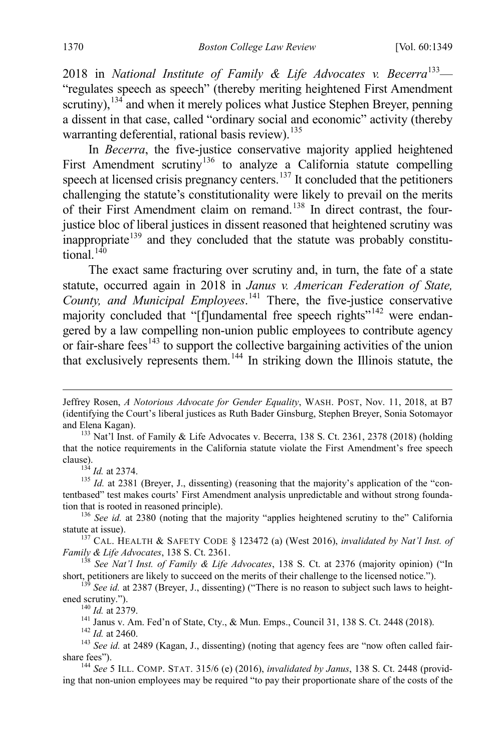2018 in *National Institute of Family & Life Advocates v. Becerra*[133]—"regulates speech as speech" (thereby meriting heightened First Amendment scrutiny),[134] and when it merely polices what Justice Stephen Breyer, penning a dissent in that case, called "ordinary social and economic" activity (thereby warranting deferential, rational basis review).[135]

In *Becerra*, the five-justice conservative majority applied heightened First Amendment scrutiny[136] to analyze a California statute compelling speech at licensed crisis pregnancy centers.[137] It concluded that the petitioners challenging the statute's constitutionality were likely to prevail on the merits of their First Amendment claim on remand.[138] In direct contrast, the four-justice bloc of liberal justices in dissent reasoned that heightened scrutiny was inappropriate[139] and they concluded that the statute was probably constitutional.[140]

The exact same fracturing over scrutiny and, in turn, the fate of a state statute, occurred again in 2018 in *Janus v. American Federation of State, County, and Municipal Employees*.[141] There, the five-justice conservative majority concluded that "[f]undamental free speech rights"[142] were endangered by a law compelling non-union public employees to contribute agency or fair-share fees[143] to support the collective bargaining activities of the union that exclusively represents them.[144] In striking down the Illinois statute, the

---

Jeffrey Rosen, *A Notorious Advocate for Gender Equality*, WASH. POST, Nov. 11, 2018, at B7 (identifying the Court's liberal justices as Ruth Bader Ginsburg, Stephen Breyer, Sonia Sotomayor and Elena Kagan).

[133] Nat'l Inst. of Family & Life Advocates v. Becerra, 138 S. Ct. 2361, 2378 (2018) (holding that the notice requirements in the California statute violate the First Amendment's free speech clause).

[134] *Id.* at 2374.

[135] *Id.* at 2381 (Breyer, J., dissenting) (reasoning that the majority's application of the "contentbased" test makes courts' First Amendment analysis unpredictable and without strong foundation that is rooted in reasoned principle).

[136] *See id.* at 2380 (noting that the majority "applies heightened scrutiny to the" California statute at issue).

[137] CAL. HEALTH & SAFETY CODE § 123472 (a) (West 2016), *invalidated by Nat'l Inst. of Family & Life Advocates*, 138 S. Ct. 2361.

[138] *See Nat'l Inst. of Family & Life Advocates*, 138 S. Ct. at 2376 (majority opinion) ("In short, petitioners are likely to succeed on the merits of their challenge to the licensed notice.").

[139] *See id.* at 2387 (Breyer, J., dissenting) ("There is no reason to subject such laws to heightened scrutiny.").

[140] *Id.* at 2379.

[141] Janus v. Am. Fed'n of State, Cty., & Mun. Emps., Council 31, 138 S. Ct. 2448 (2018).

[142] *Id.* at 2460.

[143] *See id.* at 2489 (Kagan, J., dissenting) (noting that agency fees are "now often called fair-share fees").

[144] *See* 5 ILL. COMP. STAT. 315/6 (e) (2016), *invalidated by Janus*, 138 S. Ct. 2448 (providing that non-union employees may be required "to pay their proportionate share of the costs of the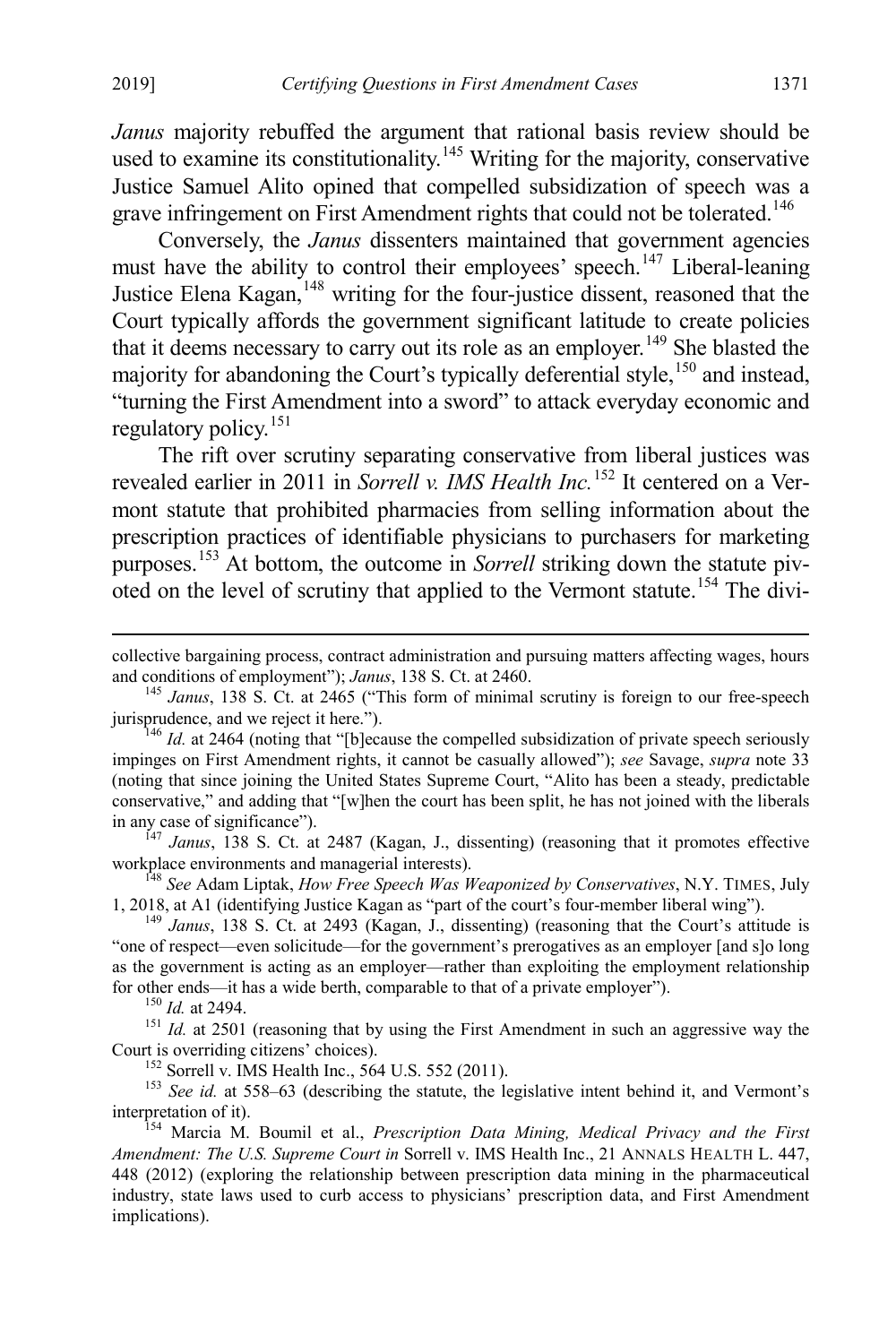*Janus* majority rebuffed the argument that rational basis review should be used to examine its constitutionality.[145] Writing for the majority, conservative Justice Samuel Alito opined that compelled subsidization of speech was a grave infringement on First Amendment rights that could not be tolerated.[146]

Conversely, the *Janus* dissenters maintained that government agencies must have the ability to control their employees' speech.[147] Liberal-leaning Justice Elena Kagan,[148] writing for the four-justice dissent, reasoned that the Court typically affords the government significant latitude to create policies that it deems necessary to carry out its role as an employer.[149] She blasted the majority for abandoning the Court's typically deferential style,[150] and instead, "turning the First Amendment into a sword" to attack everyday economic and regulatory policy.[151]

The rift over scrutiny separating conservative from liberal justices was revealed earlier in 2011 in *Sorrell v. IMS Health Inc.*[152] It centered on a Vermont statute that prohibited pharmacies from selling information about the prescription practices of identifiable physicians to purchasers for marketing purposes.[153] At bottom, the outcome in *Sorrell* striking down the statute pivoted on the level of scrutiny that applied to the Vermont statute.[154] The divi-

---

collective bargaining process, contract administration and pursuing matters affecting wages, hours and conditions of employment"); *Janus*, 138 S. Ct. at 2460.

[145] *Janus*, 138 S. Ct. at 2465 ("This form of minimal scrutiny is foreign to our free-speech jurisprudence, and we reject it here.").

[146] *Id.* at 2464 (noting that "[b]ecause the compelled subsidization of private speech seriously impinges on First Amendment rights, it cannot be casually allowed"); *see* Savage, *supra* note 33 (noting that since joining the United States Supreme Court, "Alito has been a steady, predictable conservative," and adding that "[w]hen the court has been split, he has not joined with the liberals in any case of significance").

[147] *Janus*, 138 S. Ct. at 2487 (Kagan, J., dissenting) (reasoning that it promotes effective workplace environments and managerial interests).

[148] *See* Adam Liptak, *How Free Speech Was Weaponized by Conservatives*, N.Y. TIMES, July 1, 2018, at A1 (identifying Justice Kagan as "part of the court's four-member liberal wing").

[149] *Janus*, 138 S. Ct. at 2493 (Kagan, J., dissenting) (reasoning that the Court's attitude is "one of respect—even solicitude—for the government's prerogatives as an employer [and s]o long as the government is acting as an employer—rather than exploiting the employment relationship for other ends—it has a wide berth, comparable to that of a private employer").

[150] *Id.* at 2494.

[151] *Id.* at 2501 (reasoning that by using the First Amendment in such an aggressive way the Court is overriding citizens' choices).

[152] Sorrell v. IMS Health Inc., 564 U.S. 552 (2011).

[153] *See id.* at 558–63 (describing the statute, the legislative intent behind it, and Vermont's interpretation of it).

[154] Marcia M. Boumil et al., *Prescription Data Mining, Medical Privacy and the First Amendment: The U.S. Supreme Court in* Sorrell v. IMS Health Inc., 21 ANNALS HEALTH L. 447, 448 (2012) (exploring the relationship between prescription data mining in the pharmaceutical industry, state laws used to curb access to physicians' prescription data, and First Amendment implications).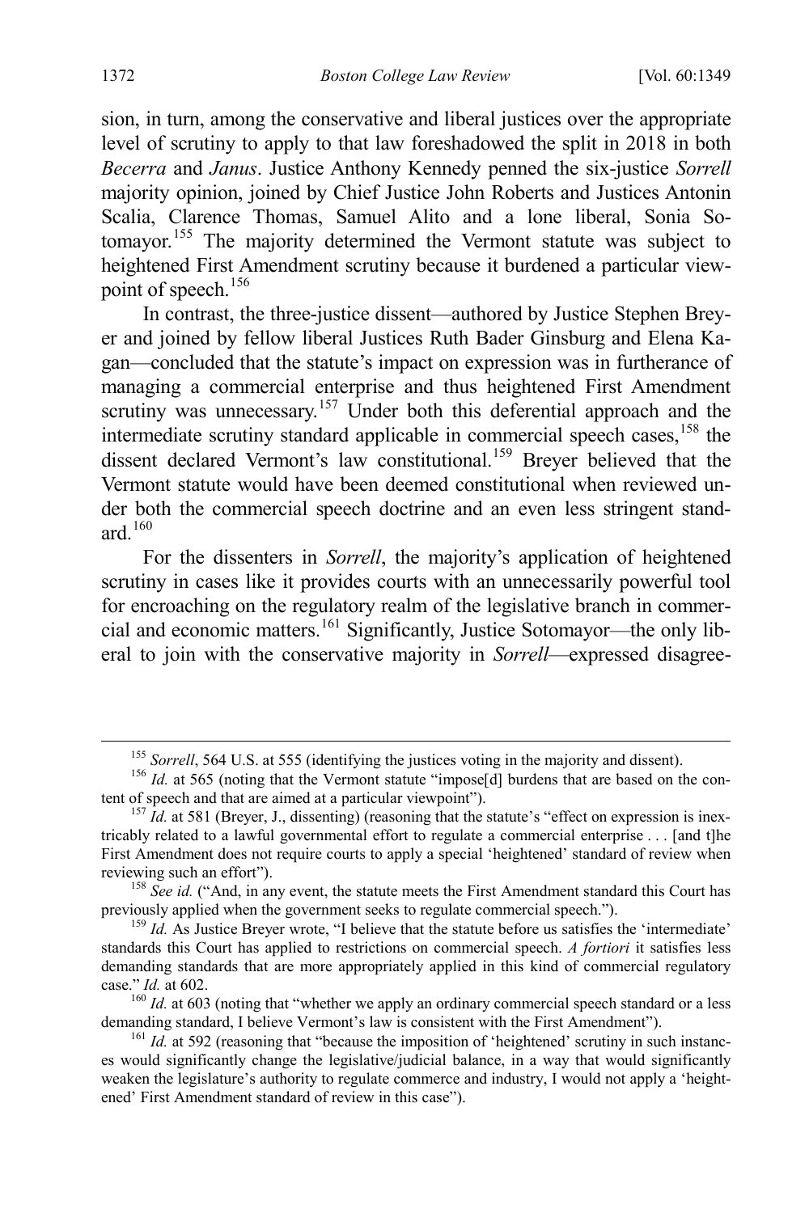sion, in turn, among the conservative and liberal justices over the appropriate level of scrutiny to apply to that law foreshadowed the split in 2018 in both *Becerra* and *Janus*. Justice Anthony Kennedy penned the six-justice *Sorrell* majority opinion, joined by Chief Justice John Roberts and Justices Antonin Scalia, Clarence Thomas, Samuel Alito and a lone liberal, Sonia Sotomayor.[155] The majority determined the Vermont statute was subject to heightened First Amendment scrutiny because it burdened a particular viewpoint of speech.[156]

In contrast, the three-justice dissent—authored by Justice Stephen Breyer and joined by fellow liberal Justices Ruth Bader Ginsburg and Elena Kagan—concluded that the statute's impact on expression was in furtherance of managing a commercial enterprise and thus heightened First Amendment scrutiny was unnecessary.[157] Under both this deferential approach and the intermediate scrutiny standard applicable in commercial speech cases,[158] the dissent declared Vermont's law constitutional.[159] Breyer believed that the Vermont statute would have been deemed constitutional when reviewed under both the commercial speech doctrine and an even less stringent standard.[160]

For the dissenters in *Sorrell*, the majority's application of heightened scrutiny in cases like it provides courts with an unnecessarily powerful tool for encroaching on the regulatory realm of the legislative branch in commercial and economic matters.[161] Significantly, Justice Sotomayor—the only liberal to join with the conservative majority in *Sorrell*—expressed disagree-

---

[155] *Sorrell*, 564 U.S. at 555 (identifying the justices voting in the majority and dissent).

[156] *Id.* at 565 (noting that the Vermont statute "impose[d] burdens that are based on the content of speech and that are aimed at a particular viewpoint").

[157] *Id.* at 581 (Breyer, J., dissenting) (reasoning that the statute's "effect on expression is inextricably related to a lawful governmental effort to regulate a commercial enterprise . . . [and t]he First Amendment does not require courts to apply a special 'heightened' standard of review when reviewing such an effort").

[158] *See id.* ("And, in any event, the statute meets the First Amendment standard this Court has previously applied when the government seeks to regulate commercial speech.").

[159] *Id.* As Justice Breyer wrote, "I believe that the statute before us satisfies the 'intermediate' standards this Court has applied to restrictions on commercial speech. *A fortiori* it satisfies less demanding standards that are more appropriately applied in this kind of commercial regulatory case." *Id.* at 602.

[160] *Id.* at 603 (noting that "whether we apply an ordinary commercial speech standard or a less demanding standard, I believe Vermont's law is consistent with the First Amendment").

[161] *Id.* at 592 (reasoning that "because the imposition of 'heightened' scrutiny in such instances would significantly change the legislative/judicial balance, in a way that would significantly weaken the legislature's authority to regulate commerce and industry, I would not apply a 'heightened' First Amendment standard of review in this case").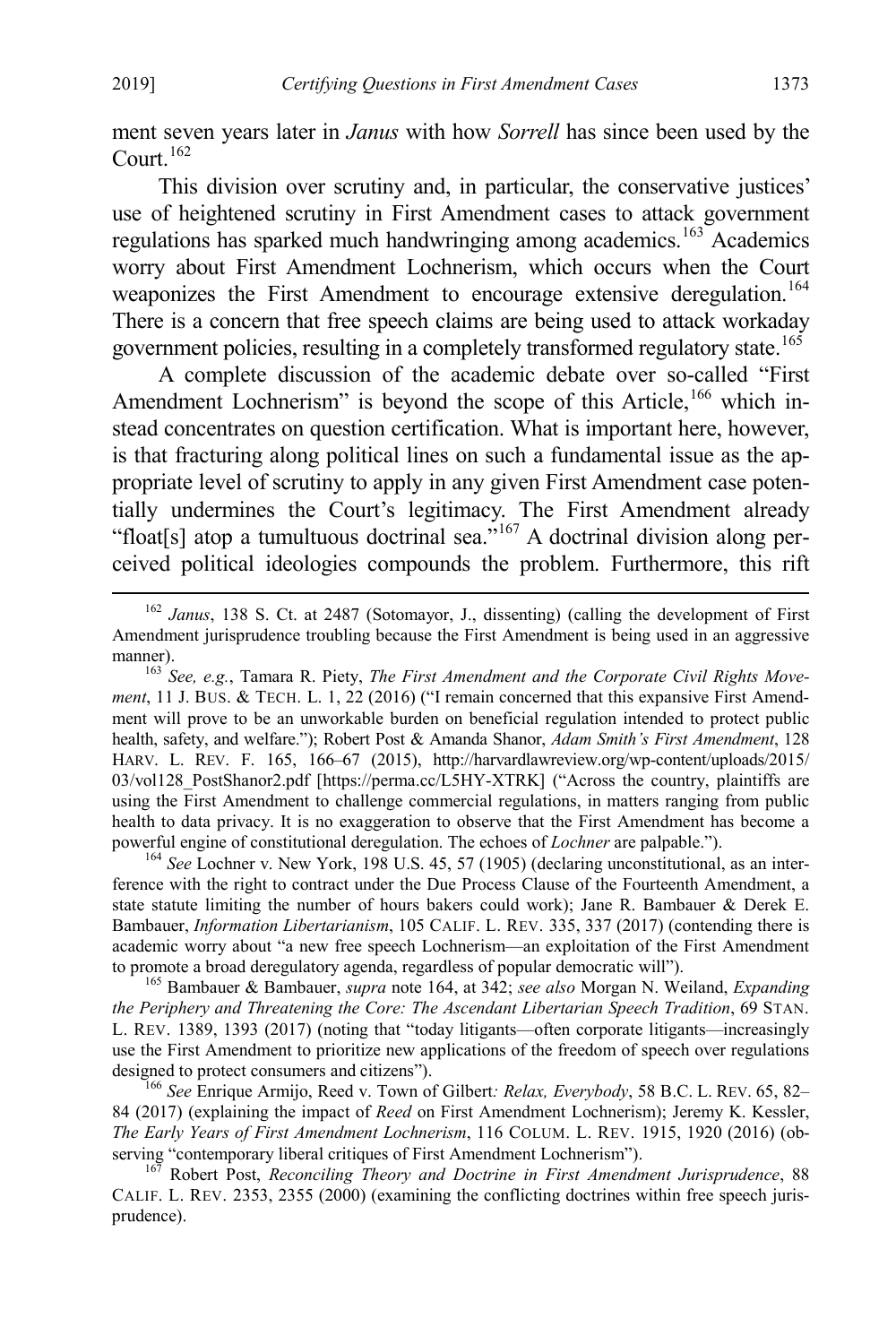ment seven years later in *Janus* with how *Sorrell* has since been used by the Court.[162]

This division over scrutiny and, in particular, the conservative justices' use of heightened scrutiny in First Amendment cases to attack government regulations has sparked much handwringing among academics.[163] Academics worry about First Amendment Lochnerism, which occurs when the Court weaponizes the First Amendment to encourage extensive deregulation.[164] There is a concern that free speech claims are being used to attack workaday government policies, resulting in a completely transformed regulatory state.[165]

A complete discussion of the academic debate over so-called "First Amendment Lochnerism" is beyond the scope of this Article,[166] which instead concentrates on question certification. What is important here, however, is that fracturing along political lines on such a fundamental issue as the appropriate level of scrutiny to apply in any given First Amendment case potentially undermines the Court's legitimacy. The First Amendment already "float[s] atop a tumultuous doctrinal sea."[167] A doctrinal division along perceived political ideologies compounds the problem. Furthermore, this rift

---

[162] *Janus*, 138 S. Ct. at 2487 (Sotomayor, J., dissenting) (calling the development of First Amendment jurisprudence troubling because the First Amendment is being used in an aggressive manner).

[163] *See, e.g.*, Tamara R. Piety, *The First Amendment and the Corporate Civil Rights Movement*, 11 J. BUS. & TECH. L. 1, 22 (2016) ("I remain concerned that this expansive First Amendment will prove to be an unworkable burden on beneficial regulation intended to protect public health, safety, and welfare."); Robert Post & Amanda Shanor, *Adam Smith's First Amendment*, 128 HARV. L. REV. F. 165, 166–67 (2015), http://harvardlawreview.org/wp-content/uploads/2015/03/vol128_PostShanor2.pdf [https://perma.cc/L5HY-XTRK] ("Across the country, plaintiffs are using the First Amendment to challenge commercial regulations, in matters ranging from public health to data privacy. It is no exaggeration to observe that the First Amendment has become a powerful engine of constitutional deregulation. The echoes of *Lochner* are palpable.").

[164] *See* Lochner v. New York, 198 U.S. 45, 57 (1905) (declaring unconstitutional, as an interference with the right to contract under the Due Process Clause of the Fourteenth Amendment, a state statute limiting the number of hours bakers could work); Jane R. Bambauer & Derek E. Bambauer, *Information Libertarianism*, 105 CALIF. L. REV. 335, 337 (2017) (contending there is academic worry about "a new free speech Lochnerism—an exploitation of the First Amendment to promote a broad deregulatory agenda, regardless of popular democratic will").

[165] Bambauer & Bambauer, *supra* note 164, at 342; *see also* Morgan N. Weiland, *Expanding the Periphery and Threatening the Core: The Ascendant Libertarian Speech Tradition*, 69 STAN. L. REV. 1389, 1393 (2017) (noting that "today litigants—often corporate litigants—increasingly use the First Amendment to prioritize new applications of the freedom of speech over regulations designed to protect consumers and citizens").

[166] *See* Enrique Armijo, Reed v. Town of Gilbert*: Relax, Everybody*, 58 B.C. L. REV. 65, 82–84 (2017) (explaining the impact of *Reed* on First Amendment Lochnerism); Jeremy K. Kessler, *The Early Years of First Amendment Lochnerism*, 116 COLUM. L. REV. 1915, 1920 (2016) (observing "contemporary liberal critiques of First Amendment Lochnerism").

[167] Robert Post, *Reconciling Theory and Doctrine in First Amendment Jurisprudence*, 88 CALIF. L. REV. 2353, 2355 (2000) (examining the conflicting doctrines within free speech jurisprudence).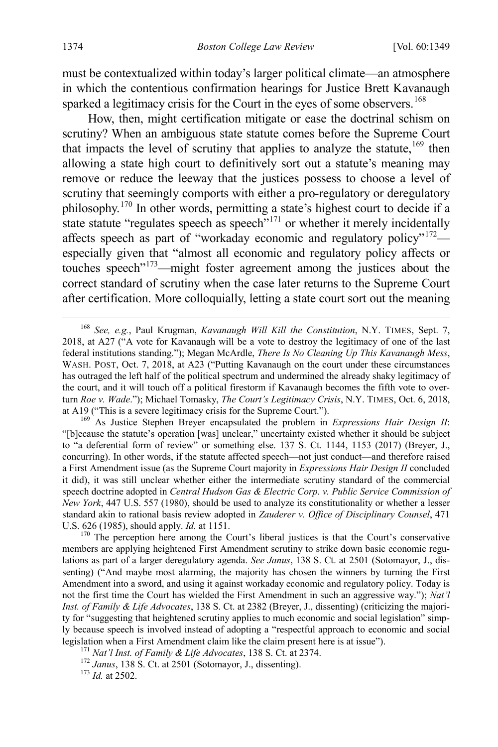must be contextualized within today's larger political climate—an atmosphere in which the contentious confirmation hearings for Justice Brett Kavanaugh sparked a legitimacy crisis for the Court in the eyes of some observers.[168]

How, then, might certification mitigate or ease the doctrinal schism on scrutiny? When an ambiguous state statute comes before the Supreme Court that impacts the level of scrutiny that applies to analyze the statute,[169] then allowing a state high court to definitively sort out a statute's meaning may remove or reduce the leeway that the justices possess to choose a level of scrutiny that seemingly comports with either a pro-regulatory or deregulatory philosophy.[170] In other words, permitting a state's highest court to decide if a state statute "regulates speech as speech"[171] or whether it merely incidentally affects speech as part of "workaday economic and regulatory policy"[172]—especially given that "almost all economic and regulatory policy affects or touches speech"[173]—might foster agreement among the justices about the correct standard of scrutiny when the case later returns to the Supreme Court after certification. More colloquially, letting a state court sort out the meaning

---

[168] *See, e.g.*, Paul Krugman, *Kavanaugh Will Kill the Constitution*, N.Y. TIMES, Sept. 7, 2018, at A27 ("A vote for Kavanaugh will be a vote to destroy the legitimacy of one of the last federal institutions standing."); Megan McArdle, *There Is No Cleaning Up This Kavanaugh Mess*, WASH. POST, Oct. 7, 2018, at A23 ("Putting Kavanaugh on the court under these circumstances has outraged the left half of the political spectrum and undermined the already shaky legitimacy of the court, and it will touch off a political firestorm if Kavanaugh becomes the fifth vote to overturn *Roe v. Wade*."); Michael Tomasky, *The Court's Legitimacy Crisis*, N.Y. TIMES, Oct. 6, 2018, at A19 ("This is a severe legitimacy crisis for the Supreme Court.").

[169] As Justice Stephen Breyer encapsulated the problem in *Expressions Hair Design II*: "[b]ecause the statute's operation [was] unclear," uncertainty existed whether it should be subject to "a deferential form of review" or something else. 137 S. Ct. 1144, 1153 (2017) (Breyer, J., concurring). In other words, if the statute affected speech—not just conduct—and therefore raised a First Amendment issue (as the Supreme Court majority in *Expressions Hair Design II* concluded it did), it was still unclear whether either the intermediate scrutiny standard of the commercial speech doctrine adopted in *Central Hudson Gas & Electric Corp. v. Public Service Commission of New York*, 447 U.S. 557 (1980), should be used to analyze its constitutionality or whether a lesser standard akin to rational basis review adopted in *Zauderer v. Office of Disciplinary Counsel*, 471 U.S. 626 (1985), should apply. *Id.* at 1151.

[170] The perception here among the Court's liberal justices is that the Court's conservative members are applying heightened First Amendment scrutiny to strike down basic economic regulations as part of a larger deregulatory agenda. *See Janus*, 138 S. Ct. at 2501 (Sotomayor, J., dissenting) ("And maybe most alarming, the majority has chosen the winners by turning the First Amendment into a sword, and using it against workaday economic and regulatory policy. Today is not the first time the Court has wielded the First Amendment in such an aggressive way."); *Nat'l Inst. of Family & Life Advocates*, 138 S. Ct. at 2382 (Breyer, J., dissenting) (criticizing the majority for "suggesting that heightened scrutiny applies to much economic and social legislation" simply because speech is involved instead of adopting a "respectful approach to economic and social legislation when a First Amendment claim like the claim present here is at issue").

[171] *Nat'l Inst. of Family & Life Advocates*, 138 S. Ct. at 2374.

[172] *Janus*, 138 S. Ct. at 2501 (Sotomayor, J., dissenting).

[173] *Id.* at 2502.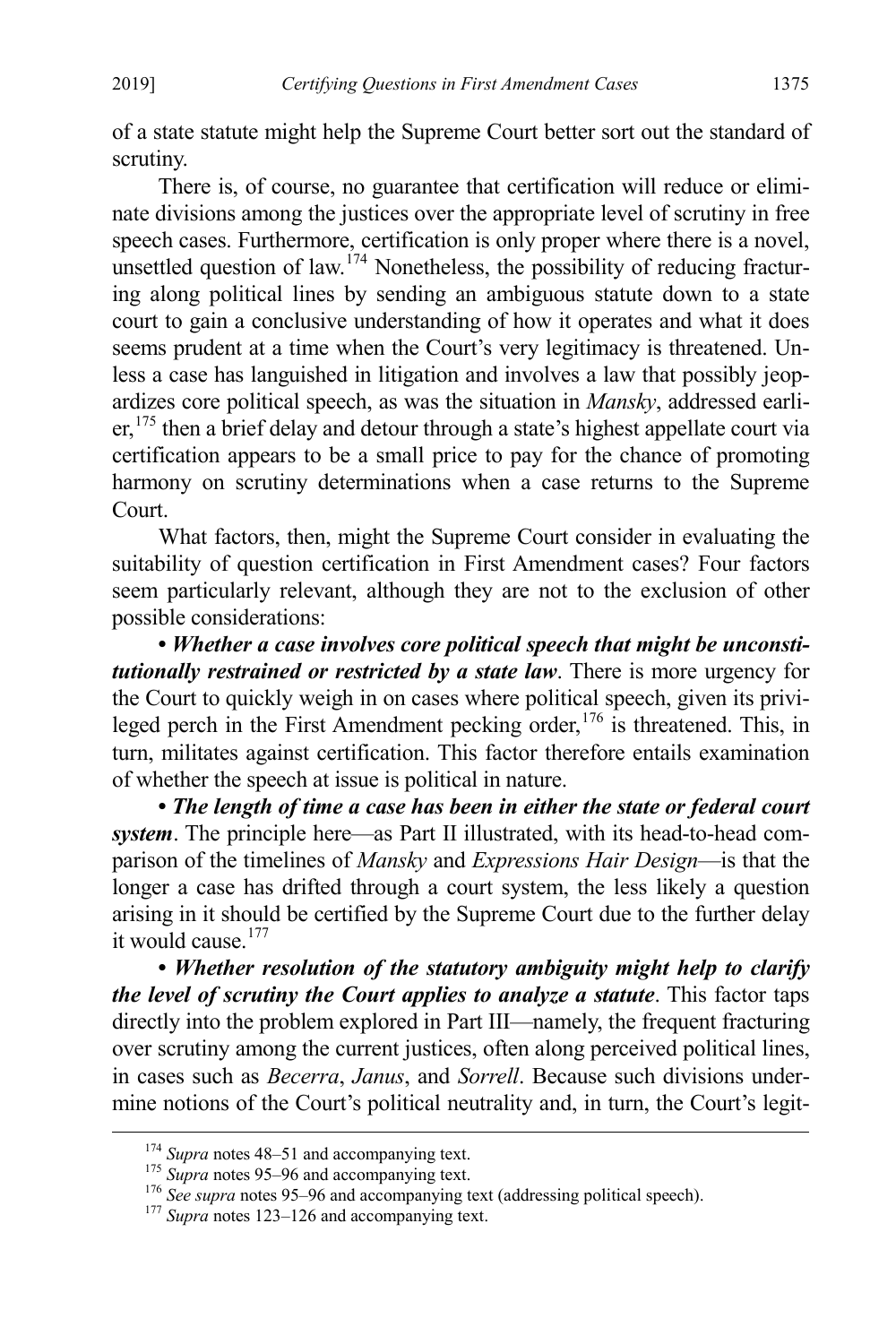of a state statute might help the Supreme Court better sort out the standard of scrutiny.

There is, of course, no guarantee that certification will reduce or eliminate divisions among the justices over the appropriate level of scrutiny in free speech cases. Furthermore, certification is only proper where there is a novel, unsettled question of law.[174] Nonetheless, the possibility of reducing fracturing along political lines by sending an ambiguous statute down to a state court to gain a conclusive understanding of how it operates and what it does seems prudent at a time when the Court's very legitimacy is threatened. Unless a case has languished in litigation and involves a law that possibly jeopardizes core political speech, as was the situation in *Mansky*, addressed earlier,[175] then a brief delay and detour through a state's highest appellate court via certification appears to be a small price to pay for the chance of promoting harmony on scrutiny determinations when a case returns to the Supreme Court.

What factors, then, might the Supreme Court consider in evaluating the suitability of question certification in First Amendment cases? Four factors seem particularly relevant, although they are not to the exclusion of other possible considerations:

• ***Whether a case involves core political speech that might be unconstitutionally restrained or restricted by a state law***. There is more urgency for the Court to quickly weigh in on cases where political speech, given its privileged perch in the First Amendment pecking order,[176] is threatened. This, in turn, militates against certification. This factor therefore entails examination of whether the speech at issue is political in nature.

• ***The length of time a case has been in either the state or federal court system***. The principle here—as Part II illustrated, with its head-to-head comparison of the timelines of *Mansky* and *Expressions Hair Design*—is that the longer a case has drifted through a court system, the less likely a question arising in it should be certified by the Supreme Court due to the further delay it would cause.[177]

• ***Whether resolution of the statutory ambiguity might help to clarify the level of scrutiny the Court applies to analyze a statute***. This factor taps directly into the problem explored in Part III—namely, the frequent fracturing over scrutiny among the current justices, often along perceived political lines, in cases such as *Becerra*, *Janus*, and *Sorrell*. Because such divisions undermine notions of the Court's political neutrality and, in turn, the Court's legit-

---

[174] *Supra* notes 48–51 and accompanying text.

[175] *Supra* notes 95–96 and accompanying text.

[176] *See supra* notes 95–96 and accompanying text (addressing political speech).

[177] *Supra* notes 123–126 and accompanying text.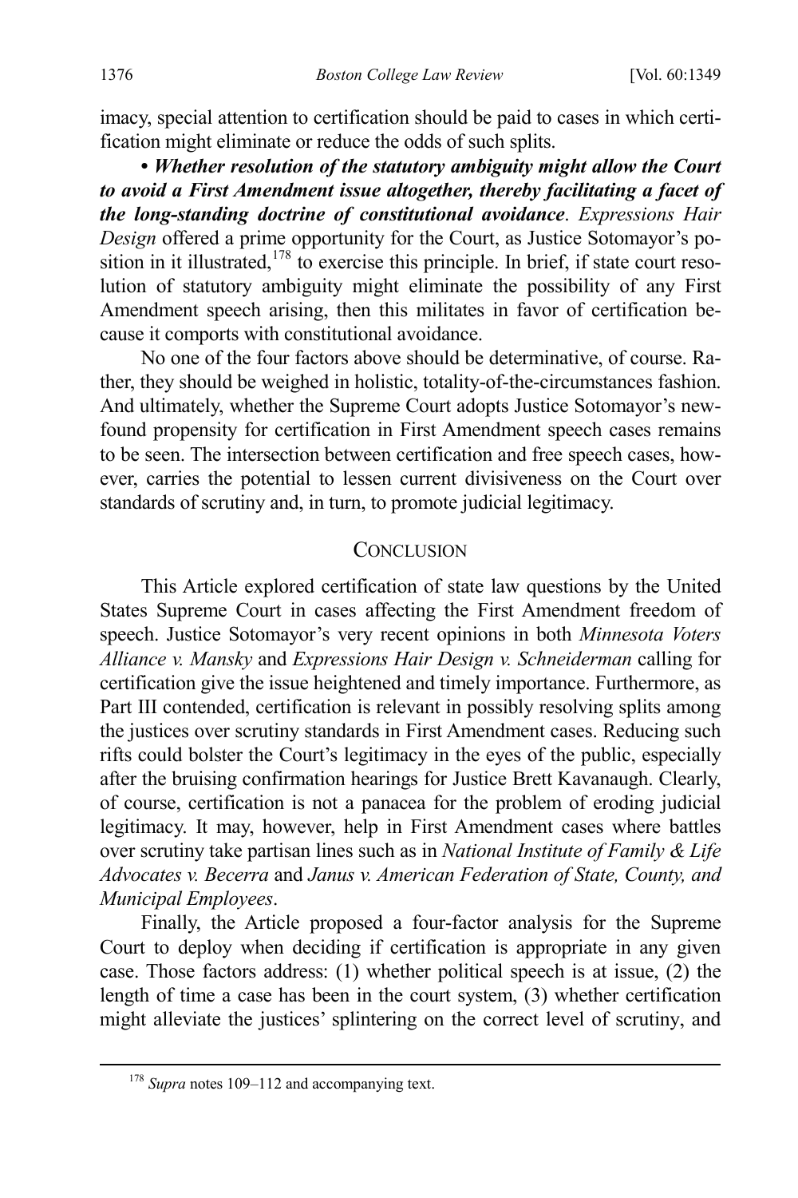imacy, special attention to certification should be paid to cases in which certification might eliminate or reduce the odds of such splits.

• ***Whether resolution of the statutory ambiguity might allow the Court to avoid a First Amendment issue altogether, thereby facilitating a facet of the long-standing doctrine of constitutional avoidance***. *Expressions Hair Design* offered a prime opportunity for the Court, as Justice Sotomayor's position in it illustrated,[178] to exercise this principle. In brief, if state court resolution of statutory ambiguity might eliminate the possibility of any First Amendment speech arising, then this militates in favor of certification because it comports with constitutional avoidance.

No one of the four factors above should be determinative, of course. Rather, they should be weighed in holistic, totality-of-the-circumstances fashion. And ultimately, whether the Supreme Court adopts Justice Sotomayor's newfound propensity for certification in First Amendment speech cases remains to be seen. The intersection between certification and free speech cases, however, carries the potential to lessen current divisiveness on the Court over standards of scrutiny and, in turn, to promote judicial legitimacy.

## CONCLUSION

This Article explored certification of state law questions by the United States Supreme Court in cases affecting the First Amendment freedom of speech. Justice Sotomayor's very recent opinions in both *Minnesota Voters Alliance v. Mansky* and *Expressions Hair Design v. Schneiderman* calling for certification give the issue heightened and timely importance. Furthermore, as Part III contended, certification is relevant in possibly resolving splits among the justices over scrutiny standards in First Amendment cases. Reducing such rifts could bolster the Court's legitimacy in the eyes of the public, especially after the bruising confirmation hearings for Justice Brett Kavanaugh. Clearly, of course, certification is not a panacea for the problem of eroding judicial legitimacy. It may, however, help in First Amendment cases where battles over scrutiny take partisan lines such as in *National Institute of Family & Life Advocates v. Becerra* and *Janus v. American Federation of State, County, and Municipal Employees*.

Finally, the Article proposed a four-factor analysis for the Supreme Court to deploy when deciding if certification is appropriate in any given case. Those factors address: (1) whether political speech is at issue, (2) the length of time a case has been in the court system, (3) whether certification might alleviate the justices' splintering on the correct level of scrutiny, and

[178] *Supra* notes 109–112 and accompanying text.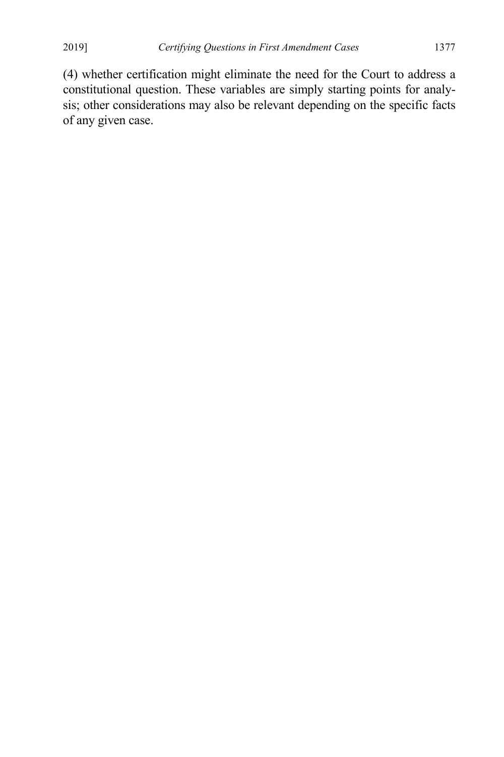(4) whether certification might eliminate the need for the Court to address a constitutional question. These variables are simply starting points for analysis; other considerations may also be relevant depending on the specific facts of any given case.